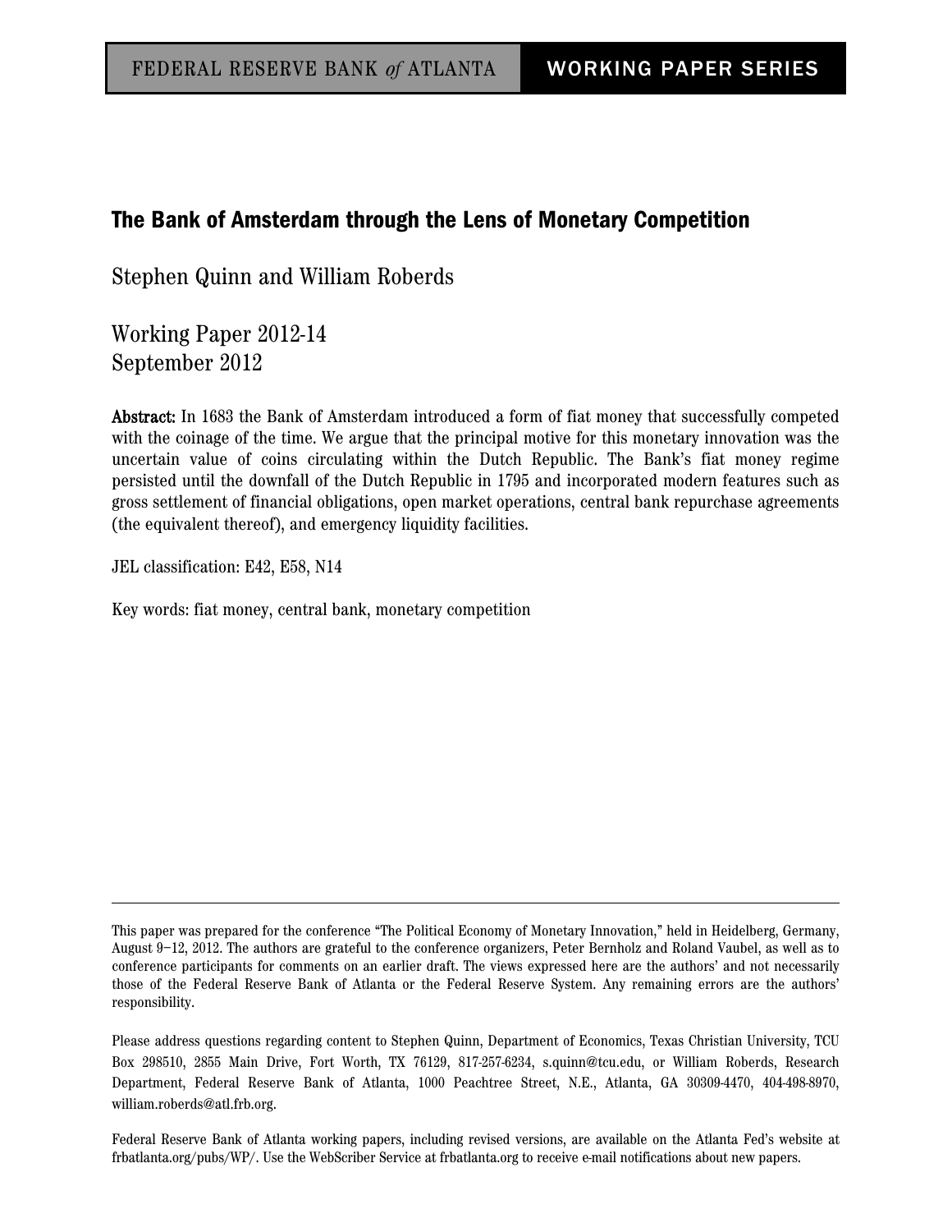FEDERAL RESERVE BANK *of* ATLANTA — WORKING PAPER SERIES

# The Bank of Amsterdam through the Lens of Monetary Competition

Stephen Quinn and William Roberds

Working Paper 2012-14
September 2012

**Abstract:** In 1683 the Bank of Amsterdam introduced a form of fiat money that successfully competed with the coinage of the time. We argue that the principal motive for this monetary innovation was the uncertain value of coins circulating within the Dutch Republic. The Bank's fiat money regime persisted until the downfall of the Dutch Republic in 1795 and incorporated modern features such as gross settlement of financial obligations, open market operations, central bank repurchase agreements (the equivalent thereof), and emergency liquidity facilities.

JEL classification: E42, E58, N14

Key words: fiat money, central bank, monetary competition

---

This paper was prepared for the conference "The Political Economy of Monetary Innovation," held in Heidelberg, Germany, August 9–12, 2012. The authors are grateful to the conference organizers, Peter Bernholz and Roland Vaubel, as well as to conference participants for comments on an earlier draft. The views expressed here are the authors' and not necessarily those of the Federal Reserve Bank of Atlanta or the Federal Reserve System. Any remaining errors are the authors' responsibility.

Please address questions regarding content to Stephen Quinn, Department of Economics, Texas Christian University, TCU Box 298510, 2855 Main Drive, Fort Worth, TX 76129, 817-257-6234, s.quinn@tcu.edu, or William Roberds, Research Department, Federal Reserve Bank of Atlanta, 1000 Peachtree Street, N.E., Atlanta, GA 30309-4470, 404-498-8970, william.roberds@atl.frb.org.

Federal Reserve Bank of Atlanta working papers, including revised versions, are available on the Atlanta Fed's website at frbatlanta.org/pubs/WP/. Use the WebScriber Service at frbatlanta.org to receive e-mail notifications about new papers.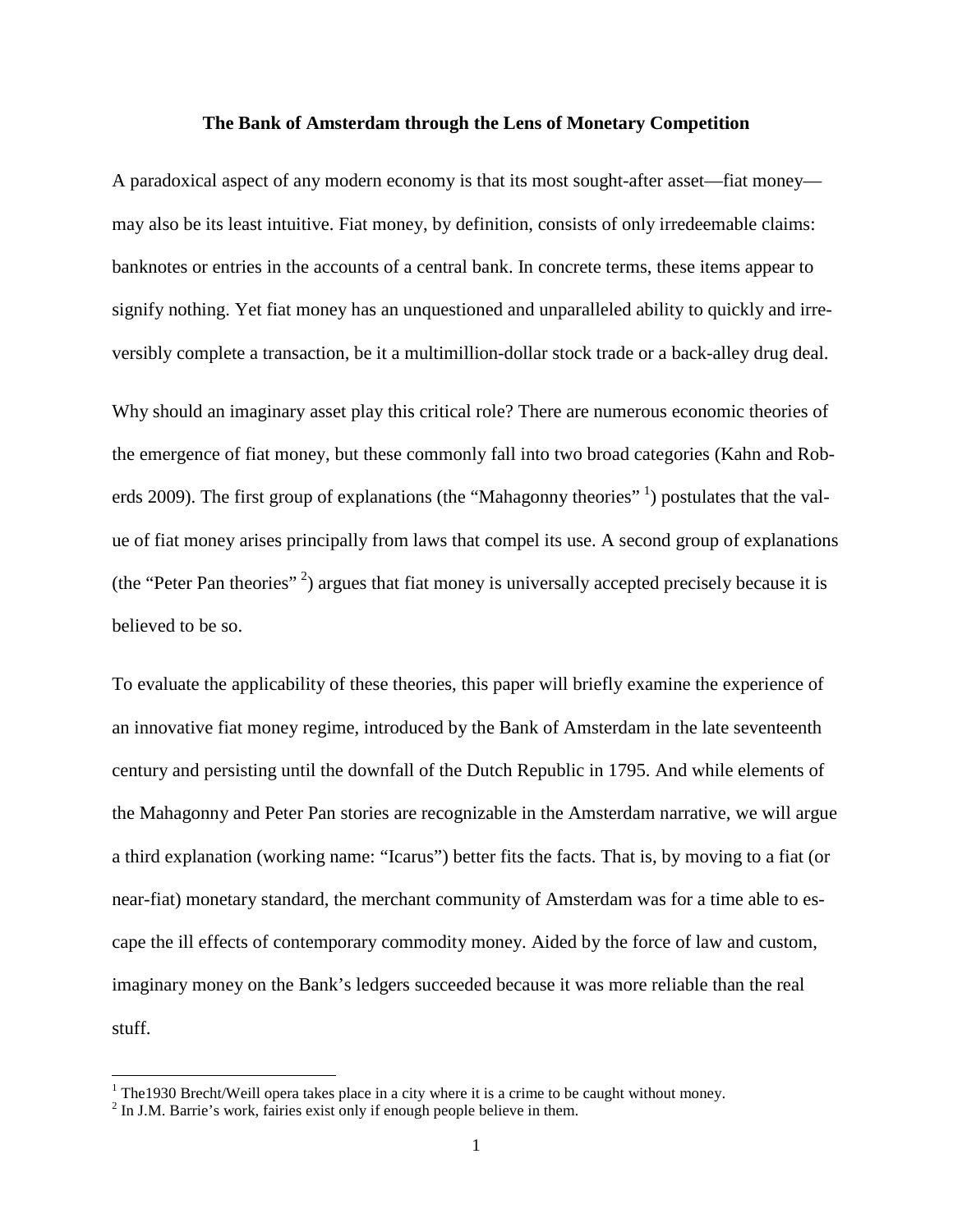**The Bank of Amsterdam through the Lens of Monetary Competition**

A paradoxical aspect of any modern economy is that its most sought-after asset—fiat money—may also be its least intuitive. Fiat money, by definition, consists of only irredeemable claims: banknotes or entries in the accounts of a central bank. In concrete terms, these items appear to signify nothing. Yet fiat money has an unquestioned and unparalleled ability to quickly and irreversibly complete a transaction, be it a multimillion-dollar stock trade or a back-alley drug deal.

Why should an imaginary asset play this critical role? There are numerous economic theories of the emergence of fiat money, but these commonly fall into two broad categories (Kahn and Roberds 2009). The first group of explanations (the "Mahagonny theories" [1]) postulates that the value of fiat money arises principally from laws that compel its use. A second group of explanations (the "Peter Pan theories" [2]) argues that fiat money is universally accepted precisely because it is believed to be so.

To evaluate the applicability of these theories, this paper will briefly examine the experience of an innovative fiat money regime, introduced by the Bank of Amsterdam in the late seventeenth century and persisting until the downfall of the Dutch Republic in 1795. And while elements of the Mahagonny and Peter Pan stories are recognizable in the Amsterdam narrative, we will argue a third explanation (working name: "Icarus") better fits the facts. That is, by moving to a fiat (or near-fiat) monetary standard, the merchant community of Amsterdam was for a time able to escape the ill effects of contemporary commodity money. Aided by the force of law and custom, imaginary money on the Bank's ledgers succeeded because it was more reliable than the real stuff.

[1] The1930 Brecht/Weill opera takes place in a city where it is a crime to be caught without money.

[2] In J.M. Barrie's work, fairies exist only if enough people believe in them.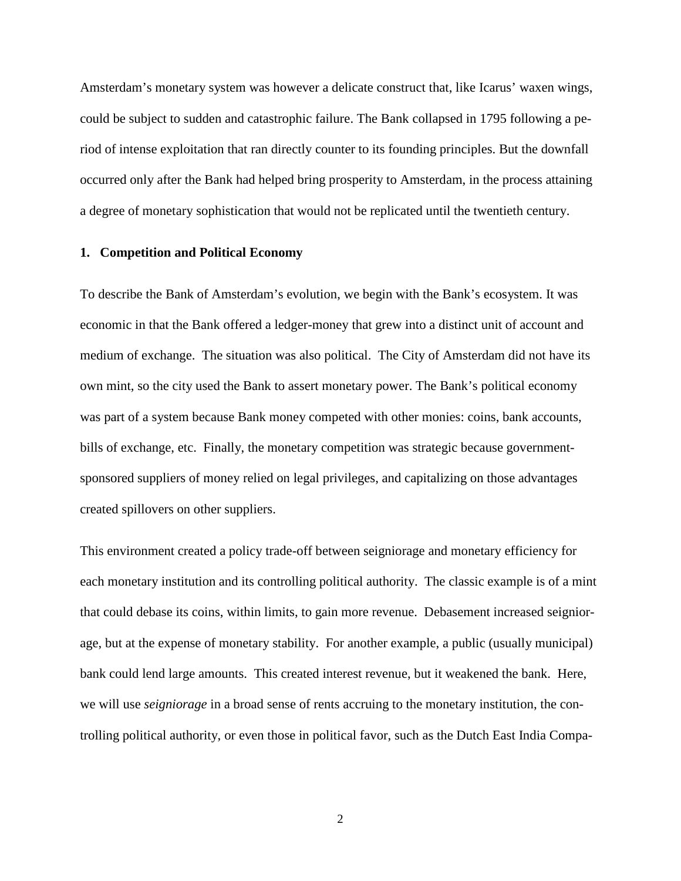Amsterdam's monetary system was however a delicate construct that, like Icarus' waxen wings, could be subject to sudden and catastrophic failure. The Bank collapsed in 1795 following a period of intense exploitation that ran directly counter to its founding principles. But the downfall occurred only after the Bank had helped bring prosperity to Amsterdam, in the process attaining a degree of monetary sophistication that would not be replicated until the twentieth century.

## 1. Competition and Political Economy

To describe the Bank of Amsterdam's evolution, we begin with the Bank's ecosystem. It was economic in that the Bank offered a ledger-money that grew into a distinct unit of account and medium of exchange. The situation was also political. The City of Amsterdam did not have its own mint, so the city used the Bank to assert monetary power. The Bank's political economy was part of a system because Bank money competed with other monies: coins, bank accounts, bills of exchange, etc. Finally, the monetary competition was strategic because government-sponsored suppliers of money relied on legal privileges, and capitalizing on those advantages created spillovers on other suppliers.

This environment created a policy trade-off between seigniorage and monetary efficiency for each monetary institution and its controlling political authority. The classic example is of a mint that could debase its coins, within limits, to gain more revenue. Debasement increased seigniorage, but at the expense of monetary stability. For another example, a public (usually municipal) bank could lend large amounts. This created interest revenue, but it weakened the bank. Here, we will use *seigniorage* in a broad sense of rents accruing to the monetary institution, the controlling political authority, or even those in political favor, such as the Dutch East India Compa-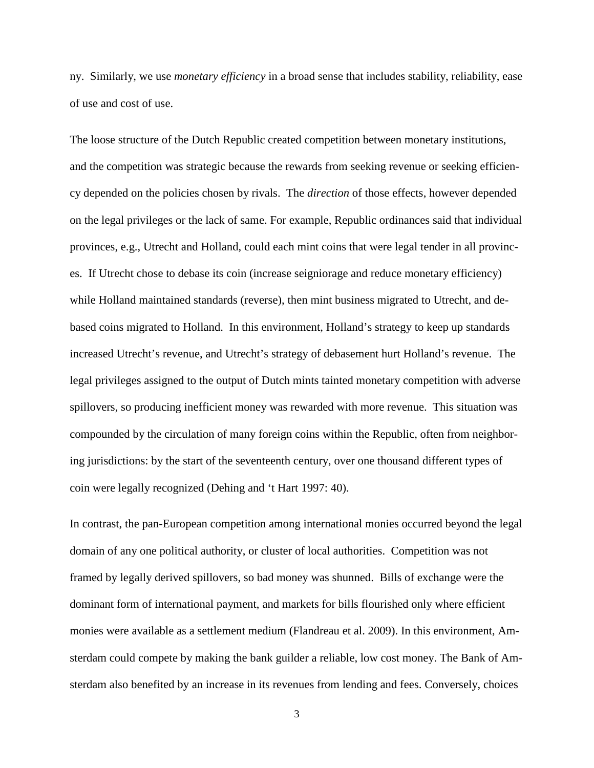ny. Similarly, we use *monetary efficiency* in a broad sense that includes stability, reliability, ease of use and cost of use.

The loose structure of the Dutch Republic created competition between monetary institutions, and the competition was strategic because the rewards from seeking revenue or seeking efficiency depended on the policies chosen by rivals. The *direction* of those effects, however depended on the legal privileges or the lack of same. For example, Republic ordinances said that individual provinces, e.g., Utrecht and Holland, could each mint coins that were legal tender in all provinces. If Utrecht chose to debase its coin (increase seigniorage and reduce monetary efficiency) while Holland maintained standards (reverse), then mint business migrated to Utrecht, and debased coins migrated to Holland. In this environment, Holland's strategy to keep up standards increased Utrecht's revenue, and Utrecht's strategy of debasement hurt Holland's revenue. The legal privileges assigned to the output of Dutch mints tainted monetary competition with adverse spillovers, so producing inefficient money was rewarded with more revenue. This situation was compounded by the circulation of many foreign coins within the Republic, often from neighboring jurisdictions: by the start of the seventeenth century, over one thousand different types of coin were legally recognized (Dehing and 't Hart 1997: 40).

In contrast, the pan-European competition among international monies occurred beyond the legal domain of any one political authority, or cluster of local authorities. Competition was not framed by legally derived spillovers, so bad money was shunned. Bills of exchange were the dominant form of international payment, and markets for bills flourished only where efficient monies were available as a settlement medium (Flandreau et al. 2009). In this environment, Amsterdam could compete by making the bank guilder a reliable, low cost money. The Bank of Amsterdam also benefited by an increase in its revenues from lending and fees. Conversely, choices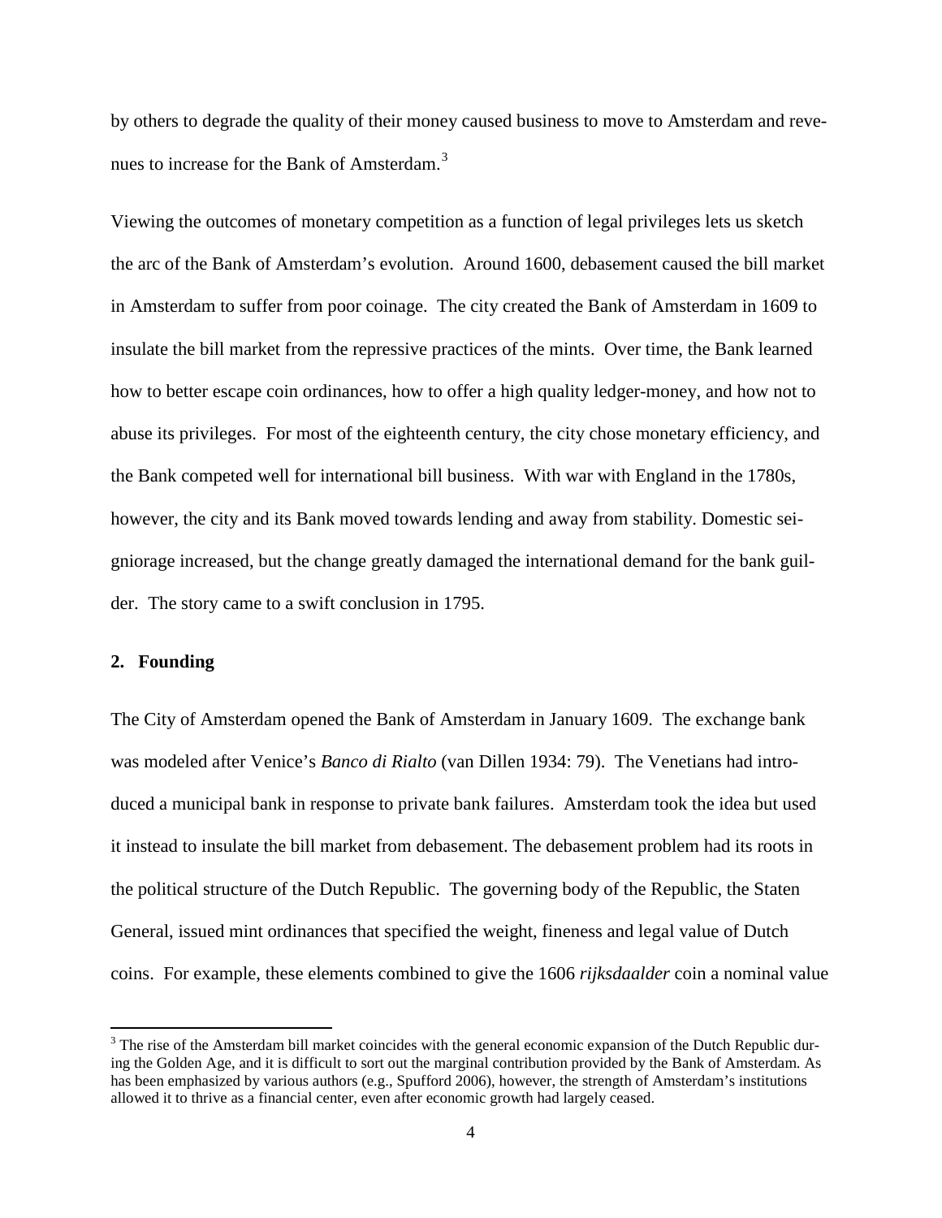by others to degrade the quality of their money caused business to move to Amsterdam and revenues to increase for the Bank of Amsterdam.[3]

Viewing the outcomes of monetary competition as a function of legal privileges lets us sketch the arc of the Bank of Amsterdam's evolution. Around 1600, debasement caused the bill market in Amsterdam to suffer from poor coinage. The city created the Bank of Amsterdam in 1609 to insulate the bill market from the repressive practices of the mints. Over time, the Bank learned how to better escape coin ordinances, how to offer a high quality ledger-money, and how not to abuse its privileges. For most of the eighteenth century, the city chose monetary efficiency, and the Bank competed well for international bill business. With war with England in the 1780s, however, the city and its Bank moved towards lending and away from stability. Domestic seigniorage increased, but the change greatly damaged the international demand for the bank guilder. The story came to a swift conclusion in 1795.

## 2. Founding

The City of Amsterdam opened the Bank of Amsterdam in January 1609. The exchange bank was modeled after Venice's *Banco di Rialto* (van Dillen 1934: 79). The Venetians had introduced a municipal bank in response to private bank failures. Amsterdam took the idea but used it instead to insulate the bill market from debasement. The debasement problem had its roots in the political structure of the Dutch Republic. The governing body of the Republic, the Staten General, issued mint ordinances that specified the weight, fineness and legal value of Dutch coins. For example, these elements combined to give the 1606 *rijksdaalder* coin a nominal value

[3] The rise of the Amsterdam bill market coincides with the general economic expansion of the Dutch Republic during the Golden Age, and it is difficult to sort out the marginal contribution provided by the Bank of Amsterdam. As has been emphasized by various authors (e.g., Spufford 2006), however, the strength of Amsterdam's institutions allowed it to thrive as a financial center, even after economic growth had largely ceased.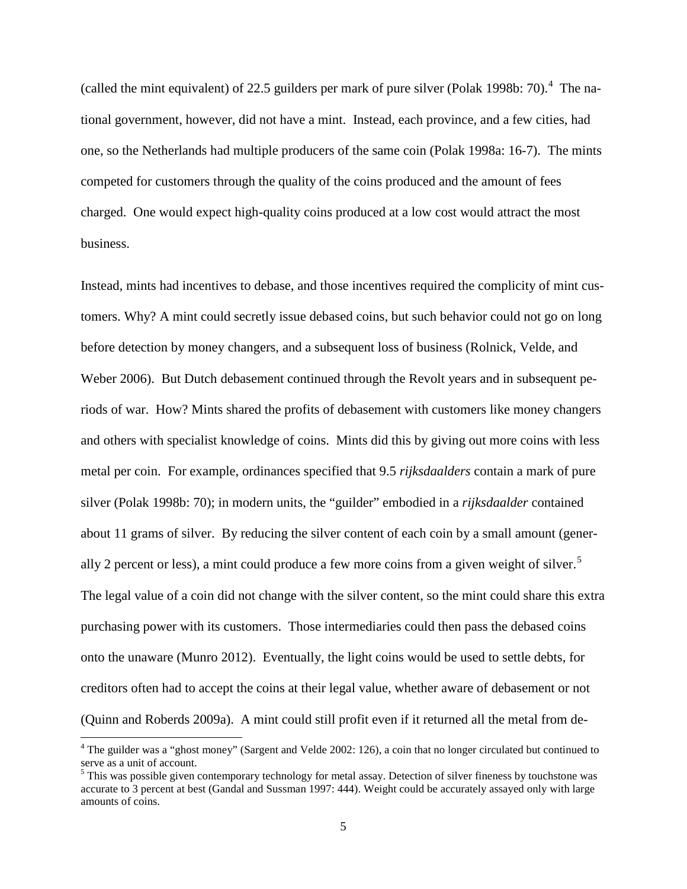(called the mint equivalent) of 22.5 guilders per mark of pure silver (Polak 1998b: 70).[4] The national government, however, did not have a mint. Instead, each province, and a few cities, had one, so the Netherlands had multiple producers of the same coin (Polak 1998a: 16-7). The mints competed for customers through the quality of the coins produced and the amount of fees charged. One would expect high-quality coins produced at a low cost would attract the most business.

Instead, mints had incentives to debase, and those incentives required the complicity of mint customers. Why? A mint could secretly issue debased coins, but such behavior could not go on long before detection by money changers, and a subsequent loss of business (Rolnick, Velde, and Weber 2006). But Dutch debasement continued through the Revolt years and in subsequent periods of war. How? Mints shared the profits of debasement with customers like money changers and others with specialist knowledge of coins. Mints did this by giving out more coins with less metal per coin. For example, ordinances specified that 9.5 *rijksdaalders* contain a mark of pure silver (Polak 1998b: 70); in modern units, the "guilder" embodied in a *rijksdaalder* contained about 11 grams of silver. By reducing the silver content of each coin by a small amount (generally 2 percent or less), a mint could produce a few more coins from a given weight of silver.[5] The legal value of a coin did not change with the silver content, so the mint could share this extra purchasing power with its customers. Those intermediaries could then pass the debased coins onto the unaware (Munro 2012). Eventually, the light coins would be used to settle debts, for creditors often had to accept the coins at their legal value, whether aware of debasement or not (Quinn and Roberds 2009a). A mint could still profit even if it returned all the metal from de-

---

[4] The guilder was a "ghost money" (Sargent and Velde 2002: 126), a coin that no longer circulated but continued to serve as a unit of account.

[5] This was possible given contemporary technology for metal assay. Detection of silver fineness by touchstone was accurate to 3 percent at best (Gandal and Sussman 1997: 444). Weight could be accurately assayed only with large amounts of coins.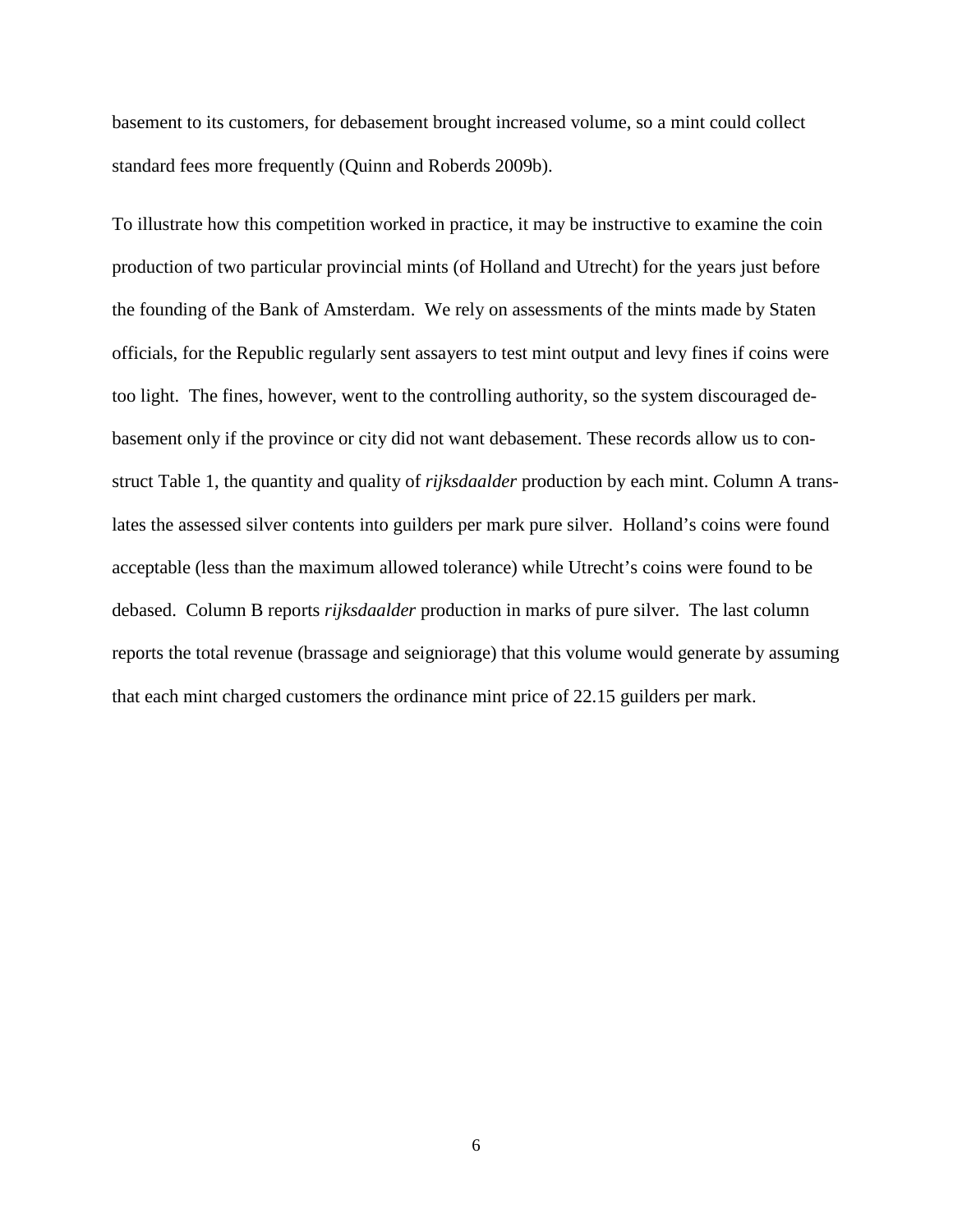basement to its customers, for debasement brought increased volume, so a mint could collect standard fees more frequently (Quinn and Roberds 2009b).

To illustrate how this competition worked in practice, it may be instructive to examine the coin production of two particular provincial mints (of Holland and Utrecht) for the years just before the founding of the Bank of Amsterdam. We rely on assessments of the mints made by Staten officials, for the Republic regularly sent assayers to test mint output and levy fines if coins were too light. The fines, however, went to the controlling authority, so the system discouraged debasement only if the province or city did not want debasement. These records allow us to construct Table 1, the quantity and quality of *rijksdaalder* production by each mint. Column A translates the assessed silver contents into guilders per mark pure silver. Holland's coins were found acceptable (less than the maximum allowed tolerance) while Utrecht's coins were found to be debased. Column B reports *rijksdaalder* production in marks of pure silver. The last column reports the total revenue (brassage and seigniorage) that this volume would generate by assuming that each mint charged customers the ordinance mint price of 22.15 guilders per mark.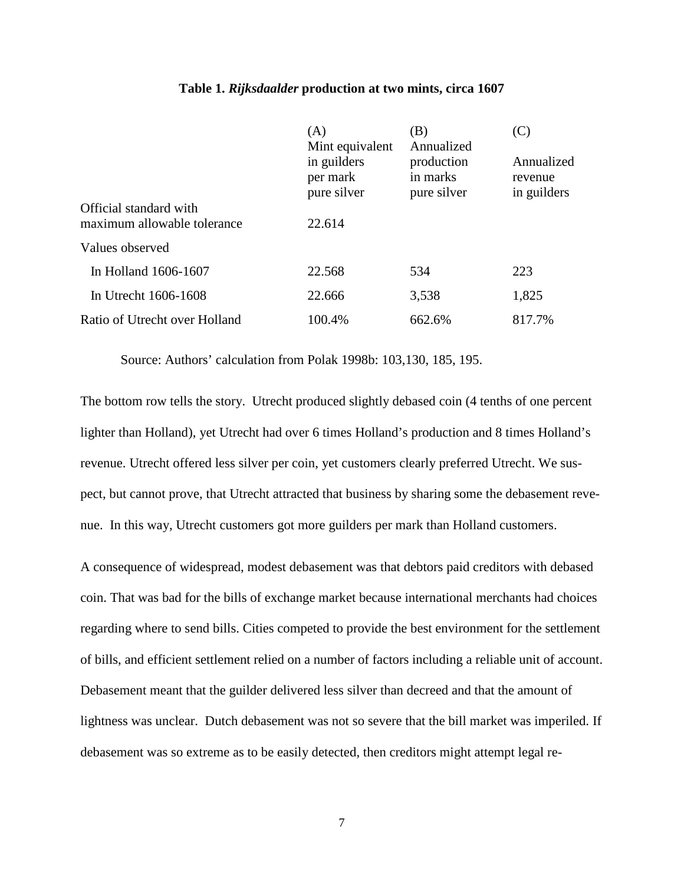**Table 1.** ***Rijksdaalder*** **production at two mints, circa 1607**

| | (A) Mint equivalent in guilders per mark pure silver | (B) Annualized production in marks pure silver | (C) Annualized revenue in guilders |
|---|---|---|---|
| Official standard with maximum allowable tolerance | 22.614 | | |
| Values observed | | | |
| In Holland 1606-1607 | 22.568 | 534 | 223 |
| In Utrecht 1606-1608 | 22.666 | 3,538 | 1,825 |
| Ratio of Utrecht over Holland | 100.4% | 662.6% | 817.7% |

Source: Authors' calculation from Polak 1998b: 103,130, 185, 195.

The bottom row tells the story. Utrecht produced slightly debased coin (4 tenths of one percent lighter than Holland), yet Utrecht had over 6 times Holland's production and 8 times Holland's revenue. Utrecht offered less silver per coin, yet customers clearly preferred Utrecht. We suspect, but cannot prove, that Utrecht attracted that business by sharing some the debasement revenue. In this way, Utrecht customers got more guilders per mark than Holland customers.

A consequence of widespread, modest debasement was that debtors paid creditors with debased coin. That was bad for the bills of exchange market because international merchants had choices regarding where to send bills. Cities competed to provide the best environment for the settlement of bills, and efficient settlement relied on a number of factors including a reliable unit of account. Debasement meant that the guilder delivered less silver than decreed and that the amount of lightness was unclear. Dutch debasement was not so severe that the bill market was imperiled. If debasement was so extreme as to be easily detected, then creditors might attempt legal re-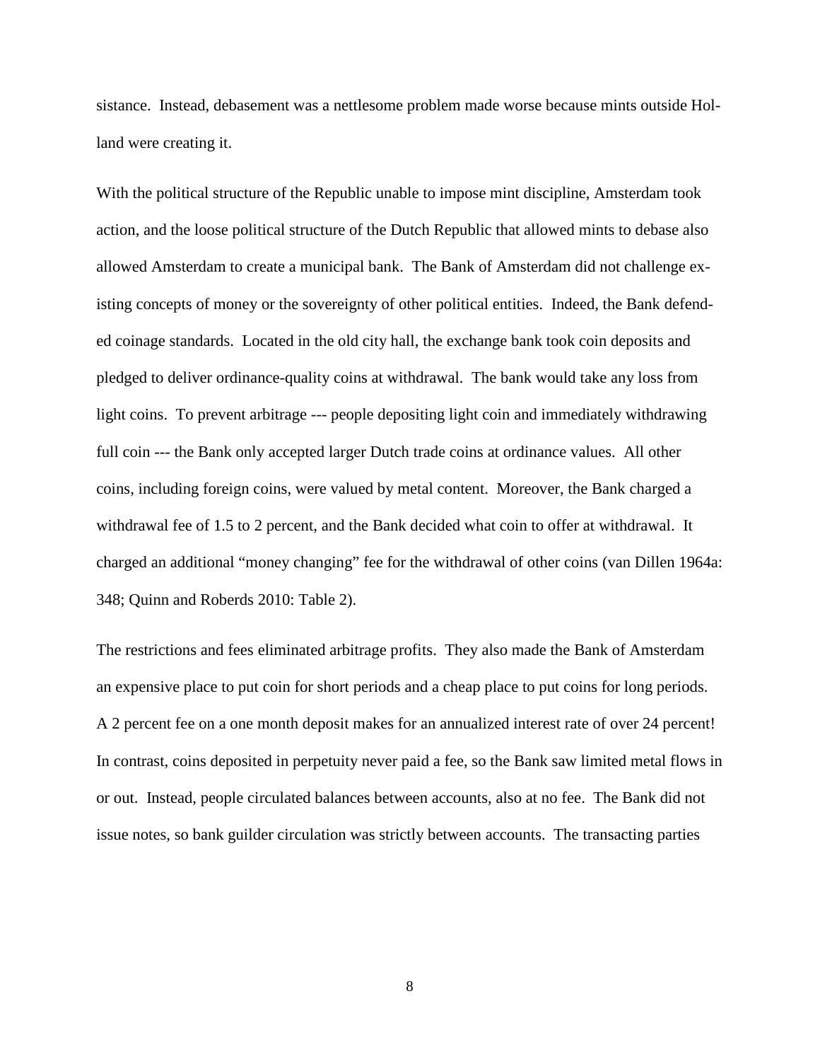sistance. Instead, debasement was a nettlesome problem made worse because mints outside Holland were creating it.

With the political structure of the Republic unable to impose mint discipline, Amsterdam took action, and the loose political structure of the Dutch Republic that allowed mints to debase also allowed Amsterdam to create a municipal bank. The Bank of Amsterdam did not challenge existing concepts of money or the sovereignty of other political entities. Indeed, the Bank defended coinage standards. Located in the old city hall, the exchange bank took coin deposits and pledged to deliver ordinance-quality coins at withdrawal. The bank would take any loss from light coins. To prevent arbitrage --- people depositing light coin and immediately withdrawing full coin --- the Bank only accepted larger Dutch trade coins at ordinance values. All other coins, including foreign coins, were valued by metal content. Moreover, the Bank charged a withdrawal fee of 1.5 to 2 percent, and the Bank decided what coin to offer at withdrawal. It charged an additional "money changing" fee for the withdrawal of other coins (van Dillen 1964a: 348; Quinn and Roberds 2010: Table 2).

The restrictions and fees eliminated arbitrage profits. They also made the Bank of Amsterdam an expensive place to put coin for short periods and a cheap place to put coins for long periods. A 2 percent fee on a one month deposit makes for an annualized interest rate of over 24 percent! In contrast, coins deposited in perpetuity never paid a fee, so the Bank saw limited metal flows in or out. Instead, people circulated balances between accounts, also at no fee. The Bank did not issue notes, so bank guilder circulation was strictly between accounts. The transacting parties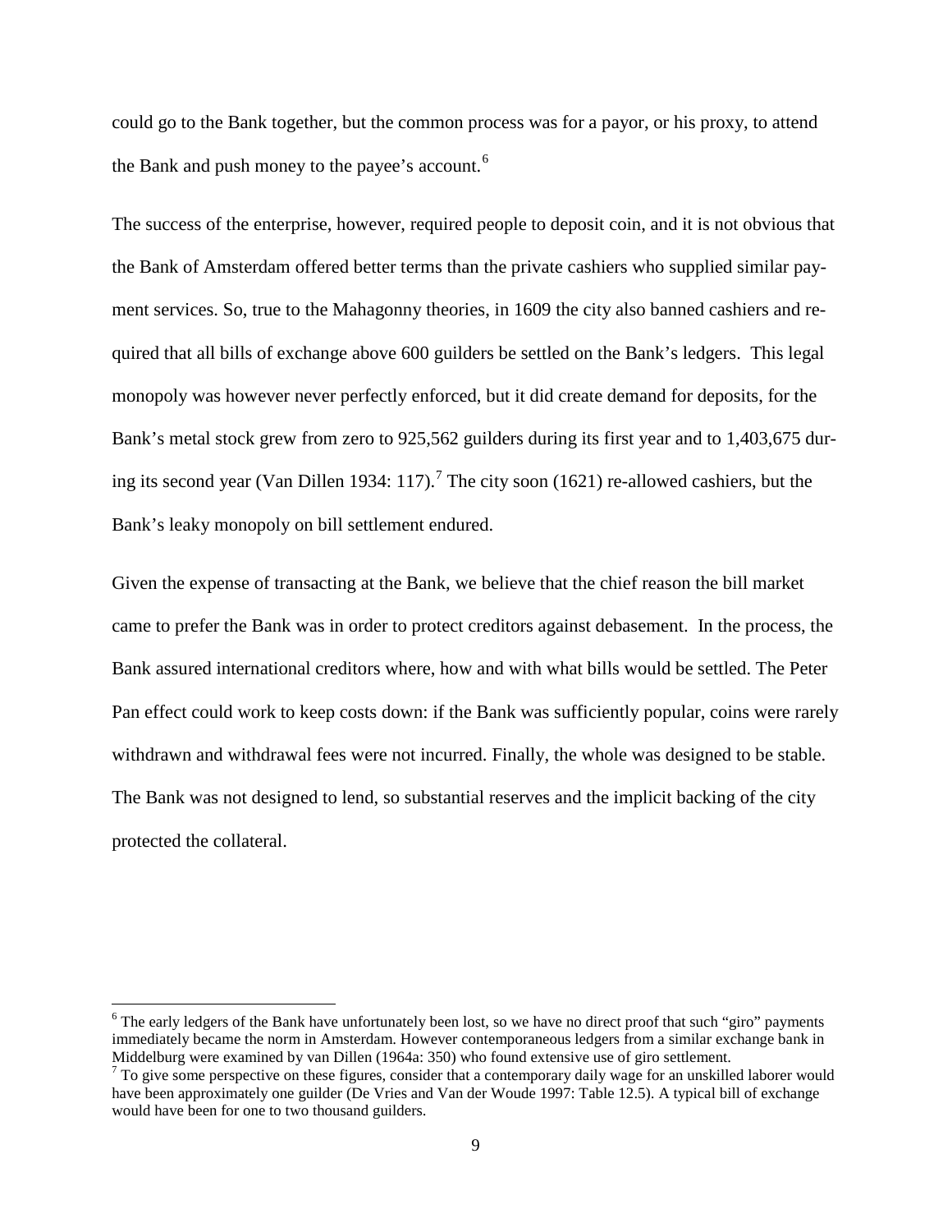could go to the Bank together, but the common process was for a payor, or his proxy, to attend the Bank and push money to the payee's account.[6]

The success of the enterprise, however, required people to deposit coin, and it is not obvious that the Bank of Amsterdam offered better terms than the private cashiers who supplied similar payment services. So, true to the Mahagonny theories, in 1609 the city also banned cashiers and required that all bills of exchange above 600 guilders be settled on the Bank's ledgers. This legal monopoly was however never perfectly enforced, but it did create demand for deposits, for the Bank's metal stock grew from zero to 925,562 guilders during its first year and to 1,403,675 during its second year (Van Dillen 1934: 117).[7] The city soon (1621) re-allowed cashiers, but the Bank's leaky monopoly on bill settlement endured.

Given the expense of transacting at the Bank, we believe that the chief reason the bill market came to prefer the Bank was in order to protect creditors against debasement. In the process, the Bank assured international creditors where, how and with what bills would be settled. The Peter Pan effect could work to keep costs down: if the Bank was sufficiently popular, coins were rarely withdrawn and withdrawal fees were not incurred. Finally, the whole was designed to be stable. The Bank was not designed to lend, so substantial reserves and the implicit backing of the city protected the collateral.

[6] The early ledgers of the Bank have unfortunately been lost, so we have no direct proof that such "giro" payments immediately became the norm in Amsterdam. However contemporaneous ledgers from a similar exchange bank in Middelburg were examined by van Dillen (1964a: 350) who found extensive use of giro settlement.

[7] To give some perspective on these figures, consider that a contemporary daily wage for an unskilled laborer would have been approximately one guilder (De Vries and Van der Woude 1997: Table 12.5). A typical bill of exchange would have been for one to two thousand guilders.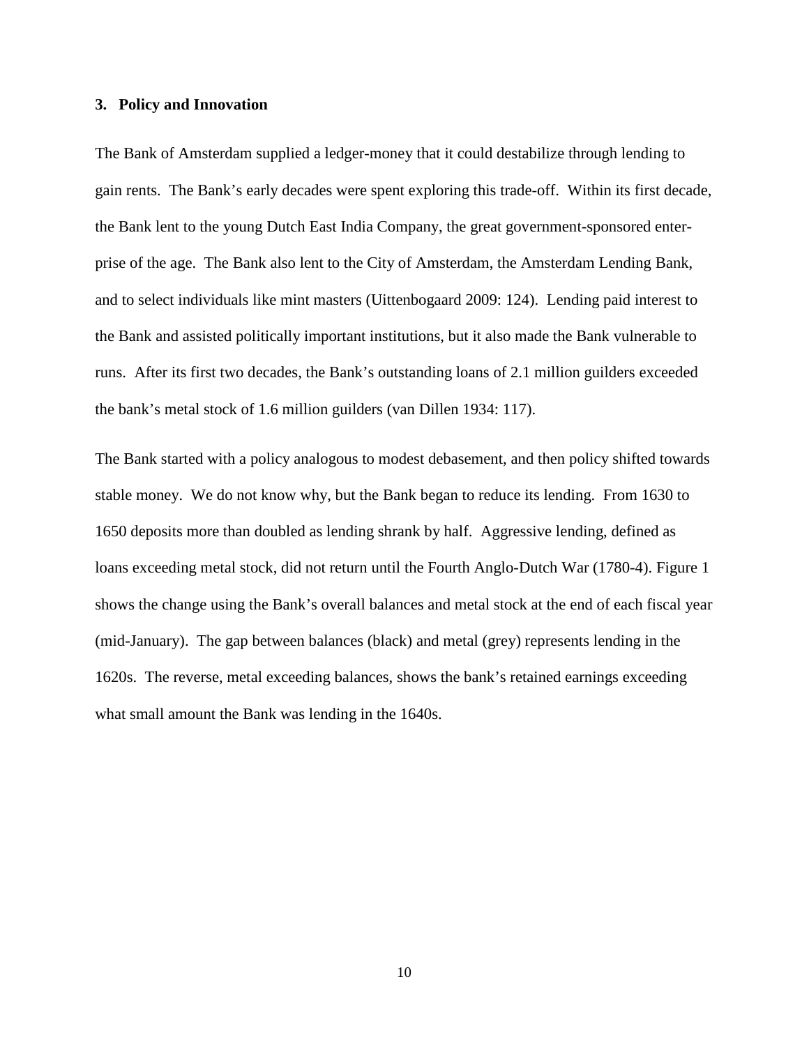## 3. Policy and Innovation

The Bank of Amsterdam supplied a ledger-money that it could destabilize through lending to gain rents. The Bank's early decades were spent exploring this trade-off. Within its first decade, the Bank lent to the young Dutch East India Company, the great government-sponsored enterprise of the age. The Bank also lent to the City of Amsterdam, the Amsterdam Lending Bank, and to select individuals like mint masters (Uittenbogaard 2009: 124). Lending paid interest to the Bank and assisted politically important institutions, but it also made the Bank vulnerable to runs. After its first two decades, the Bank's outstanding loans of 2.1 million guilders exceeded the bank's metal stock of 1.6 million guilders (van Dillen 1934: 117).

The Bank started with a policy analogous to modest debasement, and then policy shifted towards stable money. We do not know why, but the Bank began to reduce its lending. From 1630 to 1650 deposits more than doubled as lending shrank by half. Aggressive lending, defined as loans exceeding metal stock, did not return until the Fourth Anglo-Dutch War (1780-4). Figure 1 shows the change using the Bank's overall balances and metal stock at the end of each fiscal year (mid-January). The gap between balances (black) and metal (grey) represents lending in the 1620s. The reverse, metal exceeding balances, shows the bank's retained earnings exceeding what small amount the Bank was lending in the 1640s.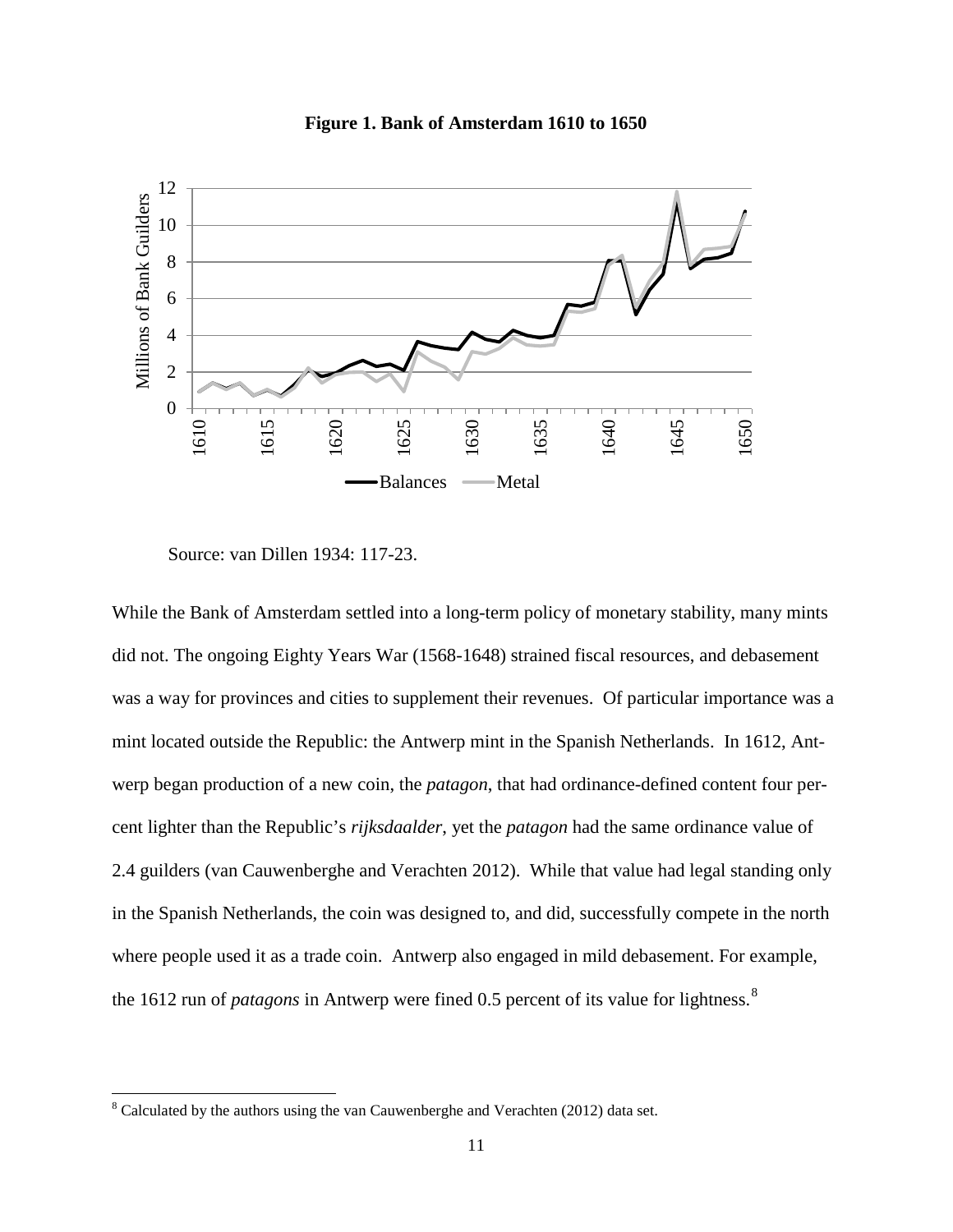**Figure 1. Bank of Amsterdam 1610 to 1650**

Millions of Bank Guilders

12
10
8
6
4
2
0

1610
1615
1620
1625
1630
1635
1640
1645
1650

Balances
Metal

Source: van Dillen 1934: 117-23.

While the Bank of Amsterdam settled into a long-term policy of monetary stability, many mints did not. The ongoing Eighty Years War (1568-1648) strained fiscal resources, and debasement was a way for provinces and cities to supplement their revenues. Of particular importance was a mint located outside the Republic: the Antwerp mint in the Spanish Netherlands. In 1612, Antwerp began production of a new coin, the *patagon*, that had ordinance-defined content four percent lighter than the Republic's *rijksdaalder*, yet the *patagon* had the same ordinance value of 2.4 guilders (van Cauwenberghe and Verachten 2012). While that value had legal standing only in the Spanish Netherlands, the coin was designed to, and did, successfully compete in the north where people used it as a trade coin. Antwerp also engaged in mild debasement. For example, the 1612 run of *patagons* in Antwerp were fined 0.5 percent of its value for lightness.[8]

[8] Calculated by the authors using the van Cauwenberghe and Verachten (2012) data set.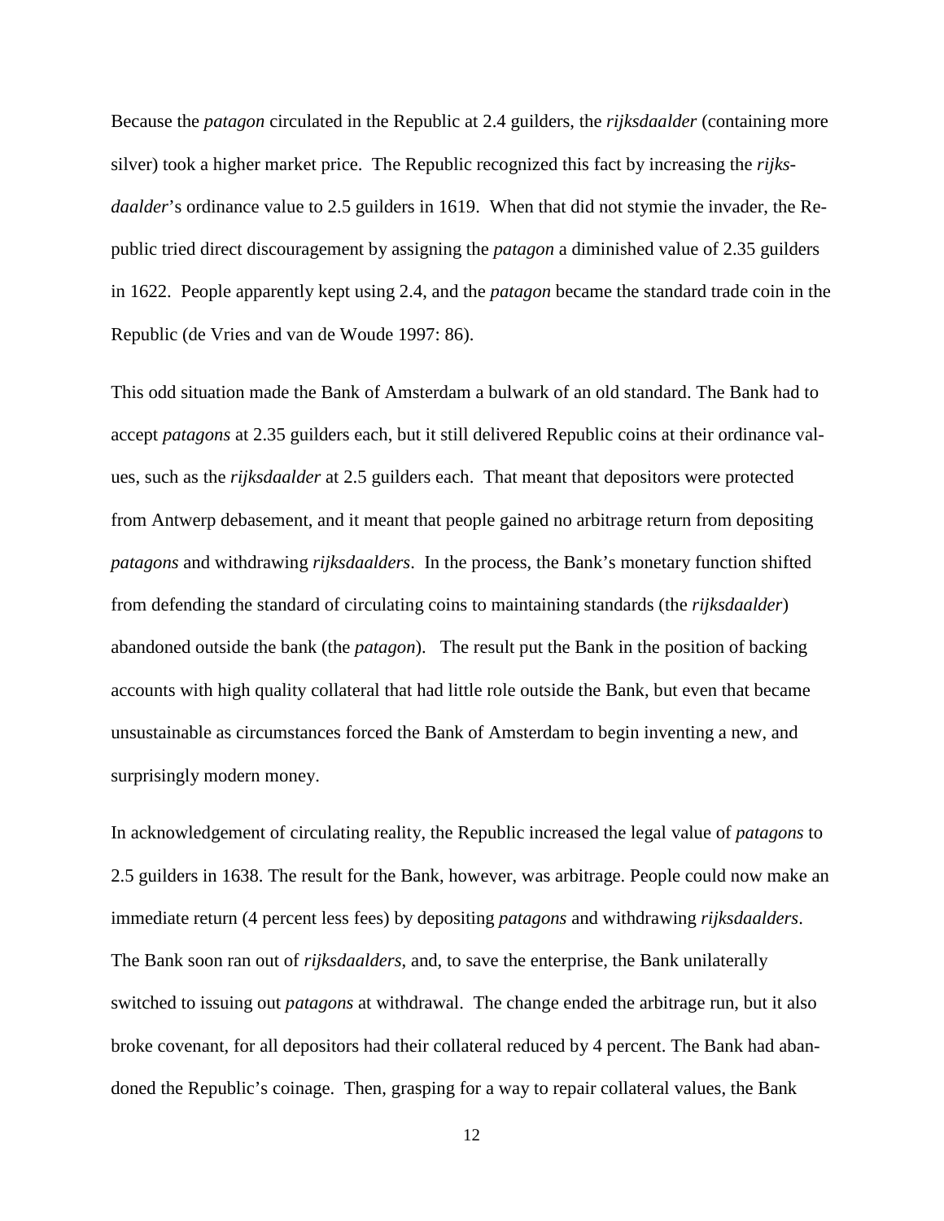Because the *patagon* circulated in the Republic at 2.4 guilders, the *rijksdaalder* (containing more silver) took a higher market price. The Republic recognized this fact by increasing the *rijksdaalder*'s ordinance value to 2.5 guilders in 1619. When that did not stymie the invader, the Republic tried direct discouragement by assigning the *patagon* a diminished value of 2.35 guilders in 1622. People apparently kept using 2.4, and the *patagon* became the standard trade coin in the Republic (de Vries and van de Woude 1997: 86).

This odd situation made the Bank of Amsterdam a bulwark of an old standard. The Bank had to accept *patagons* at 2.35 guilders each, but it still delivered Republic coins at their ordinance values, such as the *rijksdaalder* at 2.5 guilders each. That meant that depositors were protected from Antwerp debasement, and it meant that people gained no arbitrage return from depositing *patagons* and withdrawing *rijksdaalders*. In the process, the Bank's monetary function shifted from defending the standard of circulating coins to maintaining standards (the *rijksdaalder*) abandoned outside the bank (the *patagon*). The result put the Bank in the position of backing accounts with high quality collateral that had little role outside the Bank, but even that became unsustainable as circumstances forced the Bank of Amsterdam to begin inventing a new, and surprisingly modern money.

In acknowledgement of circulating reality, the Republic increased the legal value of *patagons* to 2.5 guilders in 1638. The result for the Bank, however, was arbitrage. People could now make an immediate return (4 percent less fees) by depositing *patagons* and withdrawing *rijksdaalders*. The Bank soon ran out of *rijksdaalders*, and, to save the enterprise, the Bank unilaterally switched to issuing out *patagons* at withdrawal. The change ended the arbitrage run, but it also broke covenant, for all depositors had their collateral reduced by 4 percent. The Bank had abandoned the Republic's coinage. Then, grasping for a way to repair collateral values, the Bank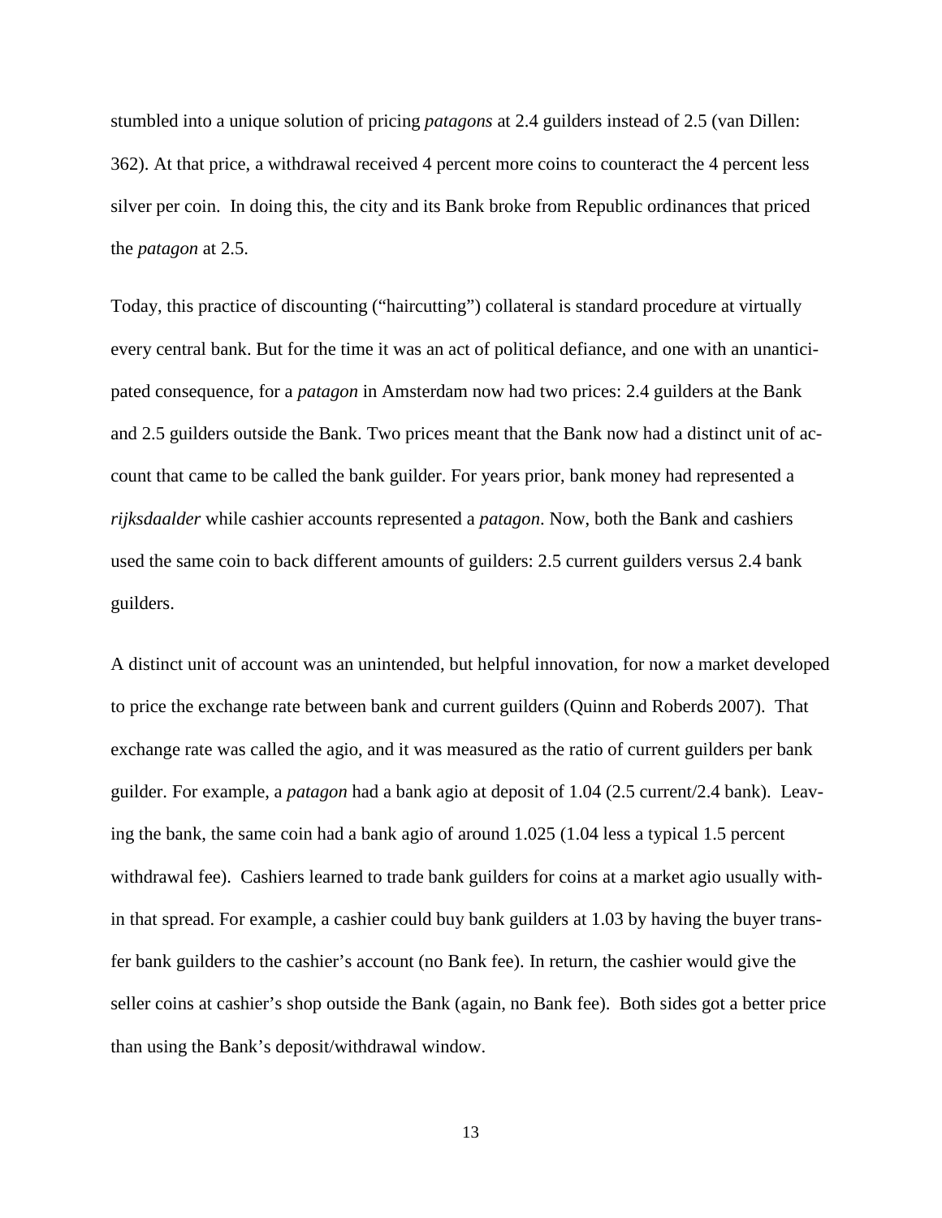stumbled into a unique solution of pricing *patagons* at 2.4 guilders instead of 2.5 (van Dillen: 362). At that price, a withdrawal received 4 percent more coins to counteract the 4 percent less silver per coin. In doing this, the city and its Bank broke from Republic ordinances that priced the *patagon* at 2.5.

Today, this practice of discounting ("haircutting") collateral is standard procedure at virtually every central bank. But for the time it was an act of political defiance, and one with an unanticipated consequence, for a *patagon* in Amsterdam now had two prices: 2.4 guilders at the Bank and 2.5 guilders outside the Bank. Two prices meant that the Bank now had a distinct unit of account that came to be called the bank guilder. For years prior, bank money had represented a *rijksdaalder* while cashier accounts represented a *patagon*. Now, both the Bank and cashiers used the same coin to back different amounts of guilders: 2.5 current guilders versus 2.4 bank guilders.

A distinct unit of account was an unintended, but helpful innovation, for now a market developed to price the exchange rate between bank and current guilders (Quinn and Roberds 2007). That exchange rate was called the agio, and it was measured as the ratio of current guilders per bank guilder. For example, a *patagon* had a bank agio at deposit of 1.04 (2.5 current/2.4 bank). Leaving the bank, the same coin had a bank agio of around 1.025 (1.04 less a typical 1.5 percent withdrawal fee). Cashiers learned to trade bank guilders for coins at a market agio usually within that spread. For example, a cashier could buy bank guilders at 1.03 by having the buyer transfer bank guilders to the cashier's account (no Bank fee). In return, the cashier would give the seller coins at cashier's shop outside the Bank (again, no Bank fee). Both sides got a better price than using the Bank's deposit/withdrawal window.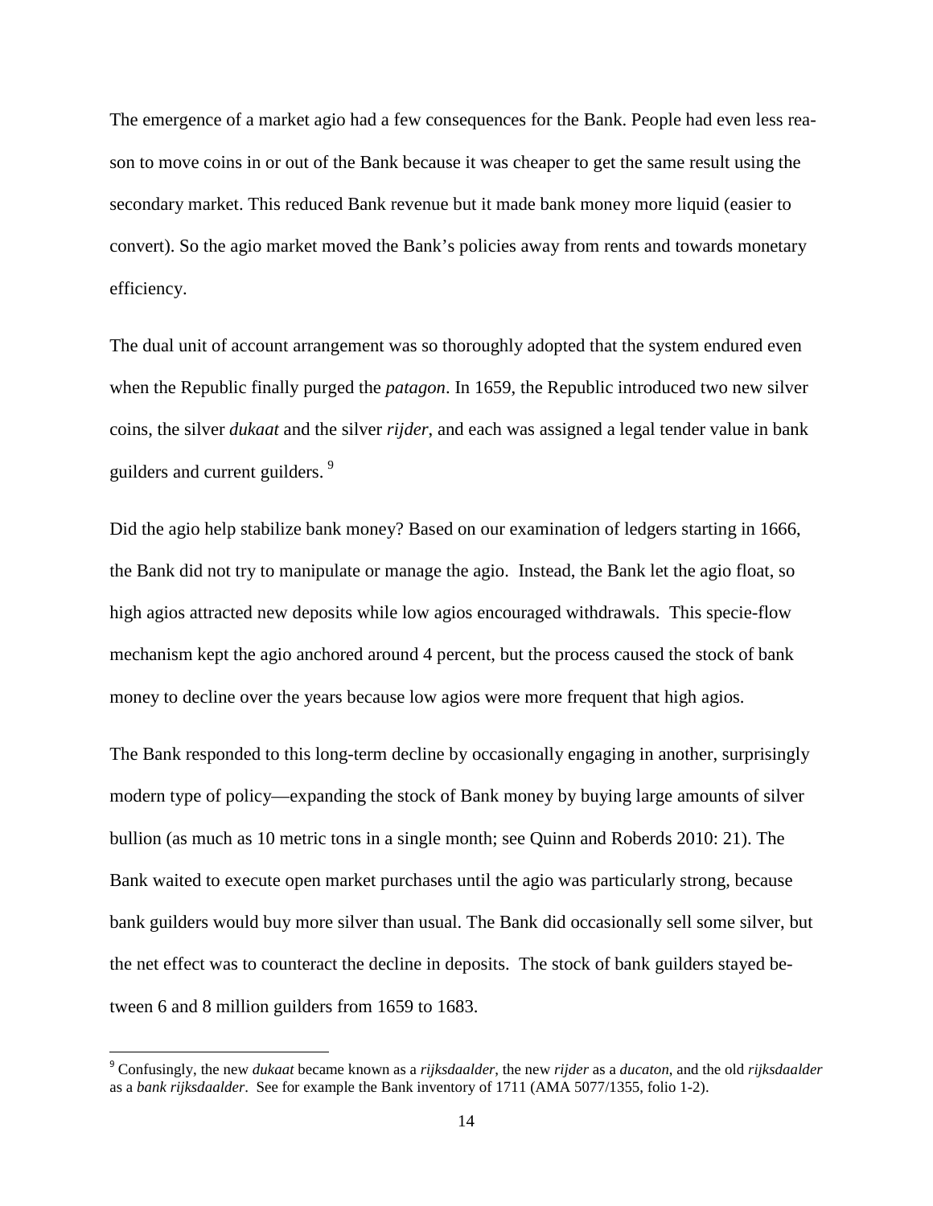The emergence of a market agio had a few consequences for the Bank. People had even less reason to move coins in or out of the Bank because it was cheaper to get the same result using the secondary market. This reduced Bank revenue but it made bank money more liquid (easier to convert). So the agio market moved the Bank's policies away from rents and towards monetary efficiency.

The dual unit of account arrangement was so thoroughly adopted that the system endured even when the Republic finally purged the *patagon*. In 1659, the Republic introduced two new silver coins, the silver *dukaat* and the silver *rijder*, and each was assigned a legal tender value in bank guilders and current guilders. [9]

Did the agio help stabilize bank money? Based on our examination of ledgers starting in 1666, the Bank did not try to manipulate or manage the agio. Instead, the Bank let the agio float, so high agios attracted new deposits while low agios encouraged withdrawals. This specie-flow mechanism kept the agio anchored around 4 percent, but the process caused the stock of bank money to decline over the years because low agios were more frequent that high agios.

The Bank responded to this long-term decline by occasionally engaging in another, surprisingly modern type of policy—expanding the stock of Bank money by buying large amounts of silver bullion (as much as 10 metric tons in a single month; see Quinn and Roberds 2010: 21). The Bank waited to execute open market purchases until the agio was particularly strong, because bank guilders would buy more silver than usual. The Bank did occasionally sell some silver, but the net effect was to counteract the decline in deposits. The stock of bank guilders stayed between 6 and 8 million guilders from 1659 to 1683.

[9] Confusingly, the new *dukaat* became known as a *rijksdaalder*, the new *rijder* as a *ducaton*, and the old *rijksdaalder* as a *bank rijksdaalder*. See for example the Bank inventory of 1711 (AMA 5077/1355, folio 1-2).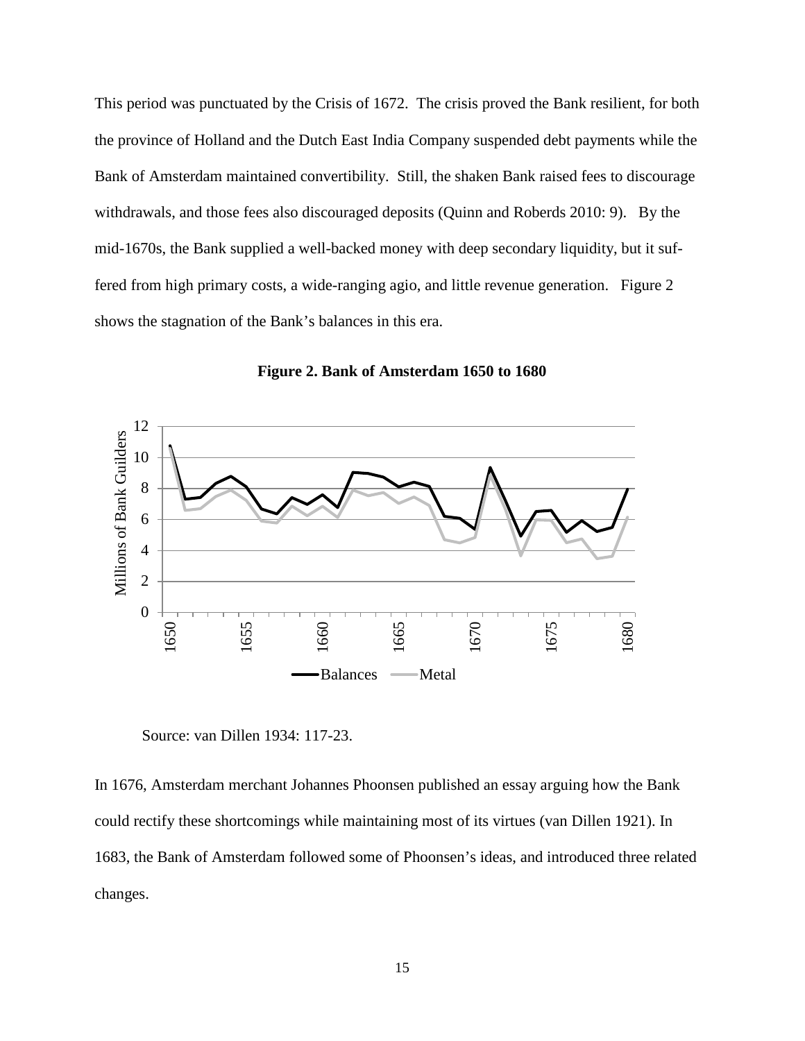This period was punctuated by the Crisis of 1672. The crisis proved the Bank resilient, for both the province of Holland and the Dutch East India Company suspended debt payments while the Bank of Amsterdam maintained convertibility. Still, the shaken Bank raised fees to discourage withdrawals, and those fees also discouraged deposits (Quinn and Roberds 2010: 9). By the mid-1670s, the Bank supplied a well-backed money with deep secondary liquidity, but it suffered from high primary costs, a wide-ranging agio, and little revenue generation. Figure 2 shows the stagnation of the Bank's balances in this era.

**Figure 2. Bank of Amsterdam 1650 to 1680**

Millions of Bank Guilders

12
10
8
6
4
2
0

1650
1655
1660
1665
1670
1675
1680

Balances
Metal

Source: van Dillen 1934: 117-23.

In 1676, Amsterdam merchant Johannes Phoonsen published an essay arguing how the Bank could rectify these shortcomings while maintaining most of its virtues (van Dillen 1921). In 1683, the Bank of Amsterdam followed some of Phoonsen's ideas, and introduced three related changes.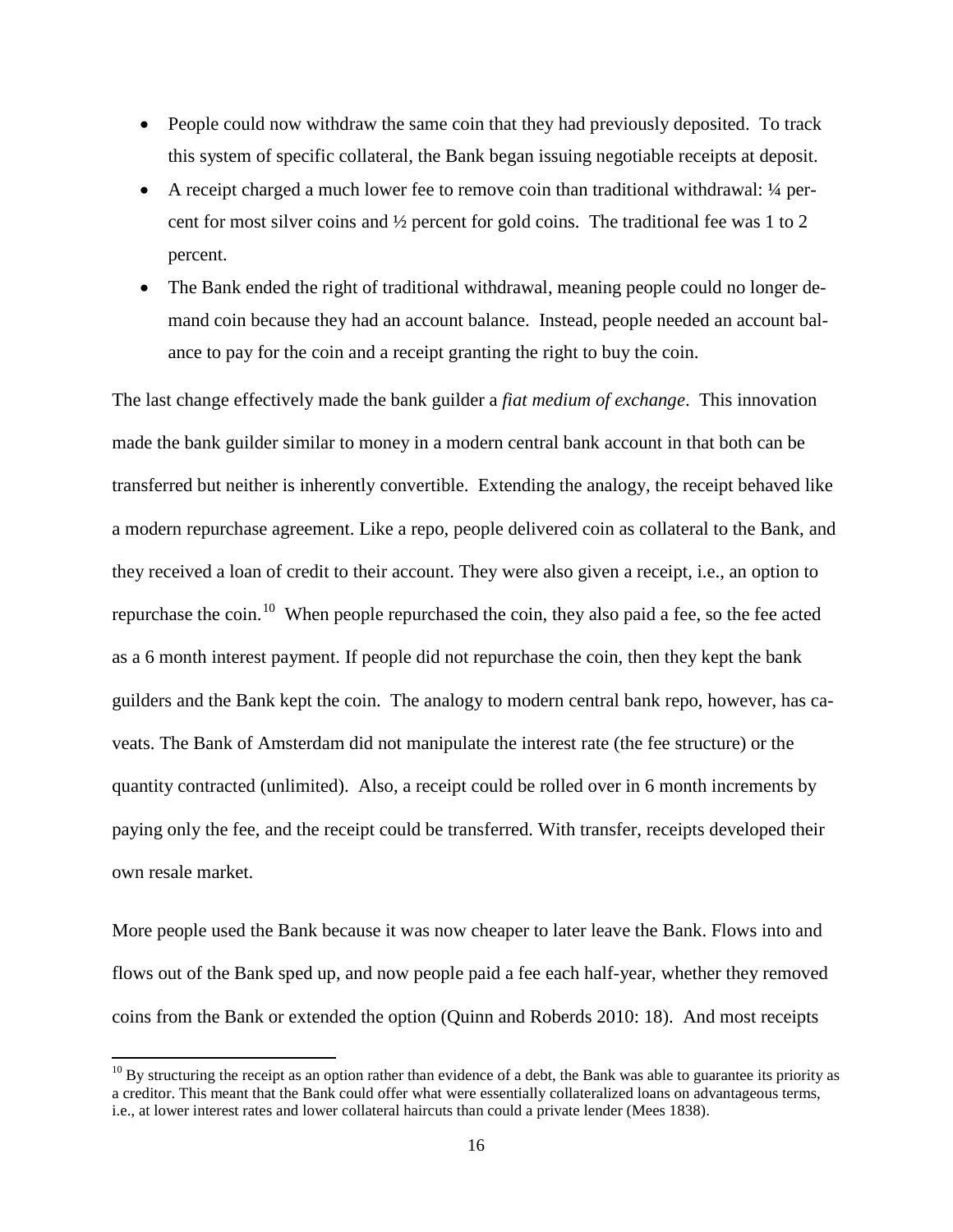- People could now withdraw the same coin that they had previously deposited. To track this system of specific collateral, the Bank began issuing negotiable receipts at deposit.
- A receipt charged a much lower fee to remove coin than traditional withdrawal: ¼ percent for most silver coins and ½ percent for gold coins. The traditional fee was 1 to 2 percent.
- The Bank ended the right of traditional withdrawal, meaning people could no longer demand coin because they had an account balance. Instead, people needed an account balance to pay for the coin and a receipt granting the right to buy the coin.

The last change effectively made the bank guilder a *fiat medium of exchange*. This innovation made the bank guilder similar to money in a modern central bank account in that both can be transferred but neither is inherently convertible. Extending the analogy, the receipt behaved like a modern repurchase agreement. Like a repo, people delivered coin as collateral to the Bank, and they received a loan of credit to their account. They were also given a receipt, i.e., an option to repurchase the coin.[10] When people repurchased the coin, they also paid a fee, so the fee acted as a 6 month interest payment. If people did not repurchase the coin, then they kept the bank guilders and the Bank kept the coin. The analogy to modern central bank repo, however, has caveats. The Bank of Amsterdam did not manipulate the interest rate (the fee structure) or the quantity contracted (unlimited). Also, a receipt could be rolled over in 6 month increments by paying only the fee, and the receipt could be transferred. With transfer, receipts developed their own resale market.

More people used the Bank because it was now cheaper to later leave the Bank. Flows into and flows out of the Bank sped up, and now people paid a fee each half-year, whether they removed coins from the Bank or extended the option (Quinn and Roberds 2010: 18). And most receipts

[10] By structuring the receipt as an option rather than evidence of a debt, the Bank was able to guarantee its priority as a creditor. This meant that the Bank could offer what were essentially collateralized loans on advantageous terms, i.e., at lower interest rates and lower collateral haircuts than could a private lender (Mees 1838).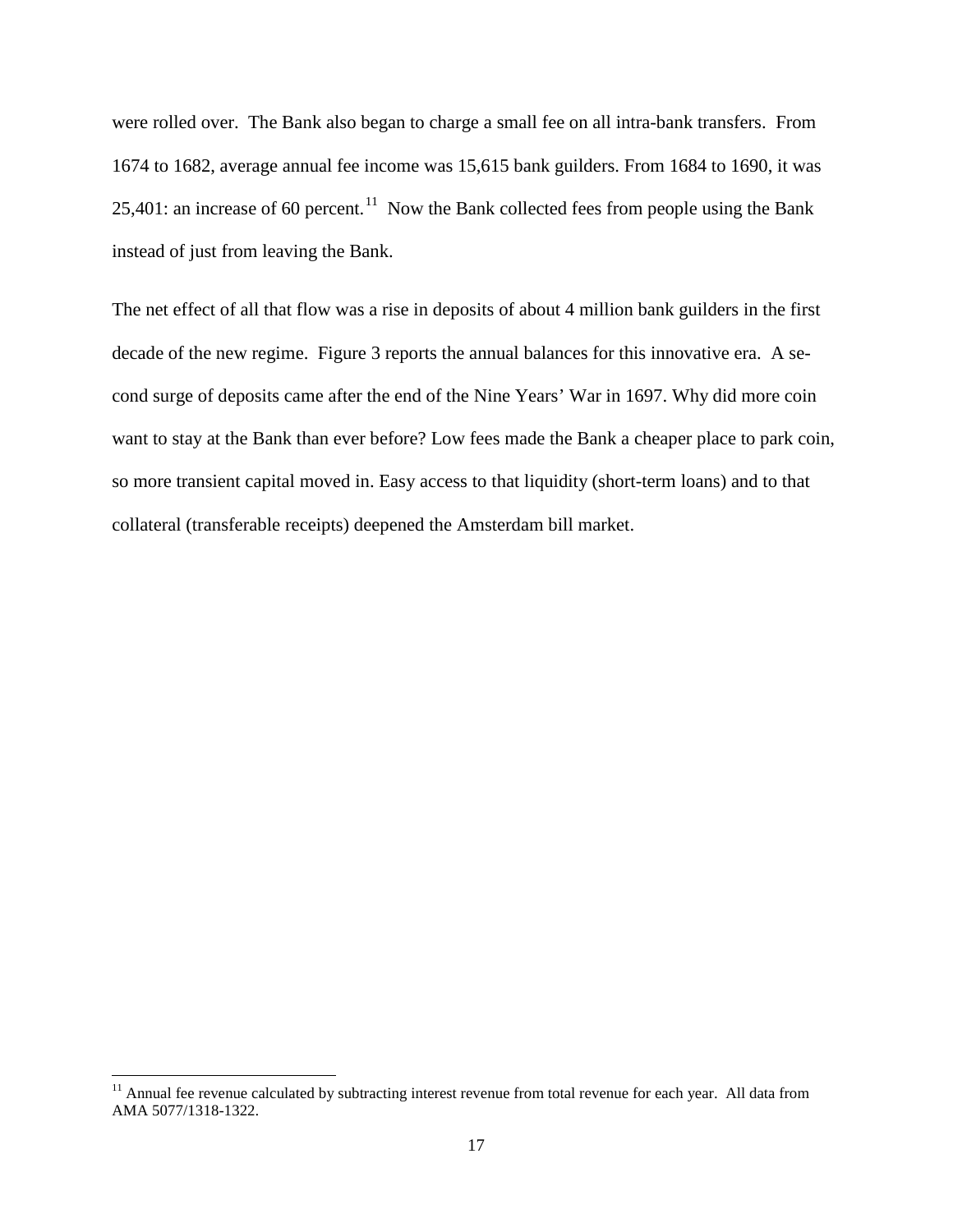were rolled over. The Bank also began to charge a small fee on all intra-bank transfers. From 1674 to 1682, average annual fee income was 15,615 bank guilders. From 1684 to 1690, it was 25,401: an increase of 60 percent.[11] Now the Bank collected fees from people using the Bank instead of just from leaving the Bank.

The net effect of all that flow was a rise in deposits of about 4 million bank guilders in the first decade of the new regime. Figure 3 reports the annual balances for this innovative era. A second surge of deposits came after the end of the Nine Years' War in 1697. Why did more coin want to stay at the Bank than ever before? Low fees made the Bank a cheaper place to park coin, so more transient capital moved in. Easy access to that liquidity (short-term loans) and to that collateral (transferable receipts) deepened the Amsterdam bill market.

[11] Annual fee revenue calculated by subtracting interest revenue from total revenue for each year. All data from AMA 5077/1318-1322.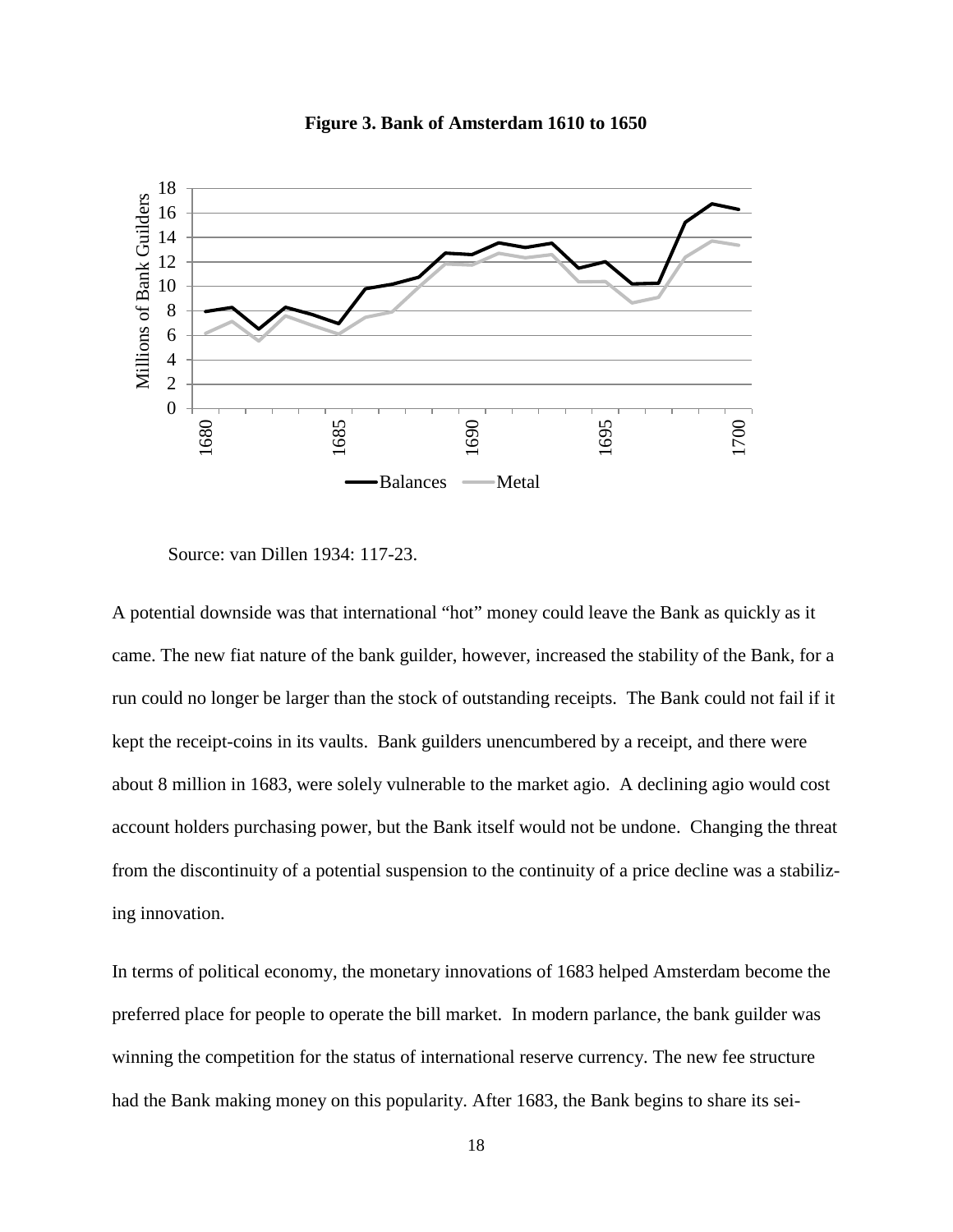**Figure 3. Bank of Amsterdam 1610 to 1650**

Millions of Bank Guilders

18
16
14
12
10
8
6
4
2
0

1680
1685
1690
1695
1700

Balances
Metal

Source: van Dillen 1934: 117-23.

A potential downside was that international "hot" money could leave the Bank as quickly as it came. The new fiat nature of the bank guilder, however, increased the stability of the Bank, for a run could no longer be larger than the stock of outstanding receipts. The Bank could not fail if it kept the receipt-coins in its vaults. Bank guilders unencumbered by a receipt, and there were about 8 million in 1683, were solely vulnerable to the market agio. A declining agio would cost account holders purchasing power, but the Bank itself would not be undone. Changing the threat from the discontinuity of a potential suspension to the continuity of a price decline was a stabilizing innovation.

In terms of political economy, the monetary innovations of 1683 helped Amsterdam become the preferred place for people to operate the bill market. In modern parlance, the bank guilder was winning the competition for the status of international reserve currency. The new fee structure had the Bank making money on this popularity. After 1683, the Bank begins to share its sei-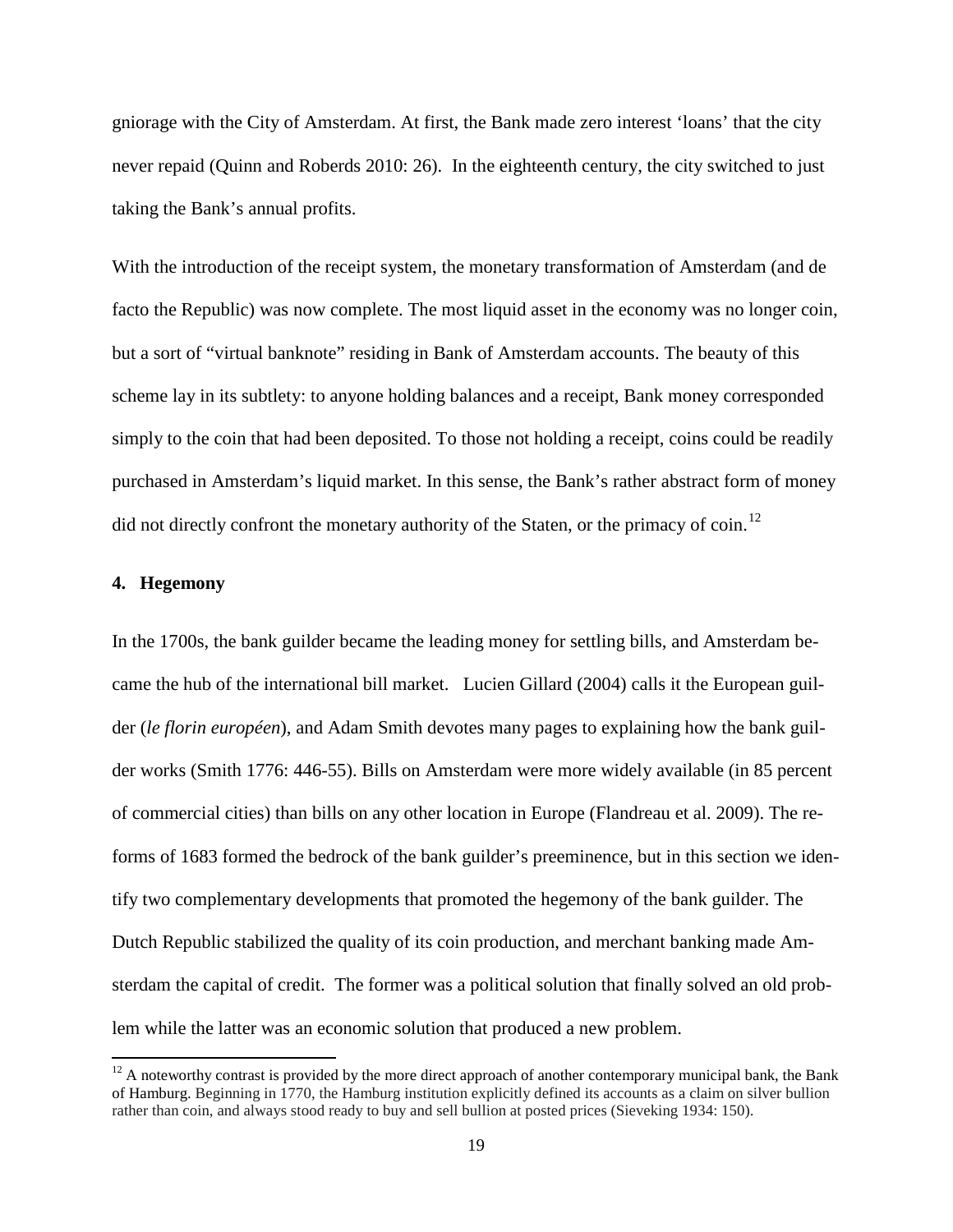gniorage with the City of Amsterdam. At first, the Bank made zero interest 'loans' that the city never repaid (Quinn and Roberds 2010: 26). In the eighteenth century, the city switched to just taking the Bank's annual profits.

With the introduction of the receipt system, the monetary transformation of Amsterdam (and de facto the Republic) was now complete. The most liquid asset in the economy was no longer coin, but a sort of "virtual banknote" residing in Bank of Amsterdam accounts. The beauty of this scheme lay in its subtlety: to anyone holding balances and a receipt, Bank money corresponded simply to the coin that had been deposited. To those not holding a receipt, coins could be readily purchased in Amsterdam's liquid market. In this sense, the Bank's rather abstract form of money did not directly confront the monetary authority of the Staten, or the primacy of coin.[12]

## 4. Hegemony

In the 1700s, the bank guilder became the leading money for settling bills, and Amsterdam became the hub of the international bill market. Lucien Gillard (2004) calls it the European guilder (*le florin européen*), and Adam Smith devotes many pages to explaining how the bank guilder works (Smith 1776: 446-55). Bills on Amsterdam were more widely available (in 85 percent of commercial cities) than bills on any other location in Europe (Flandreau et al. 2009). The reforms of 1683 formed the bedrock of the bank guilder's preeminence, but in this section we identify two complementary developments that promoted the hegemony of the bank guilder. The Dutch Republic stabilized the quality of its coin production, and merchant banking made Amsterdam the capital of credit. The former was a political solution that finally solved an old problem while the latter was an economic solution that produced a new problem.

[12] A noteworthy contrast is provided by the more direct approach of another contemporary municipal bank, the Bank of Hamburg. Beginning in 1770, the Hamburg institution explicitly defined its accounts as a claim on silver bullion rather than coin, and always stood ready to buy and sell bullion at posted prices (Sieveking 1934: 150).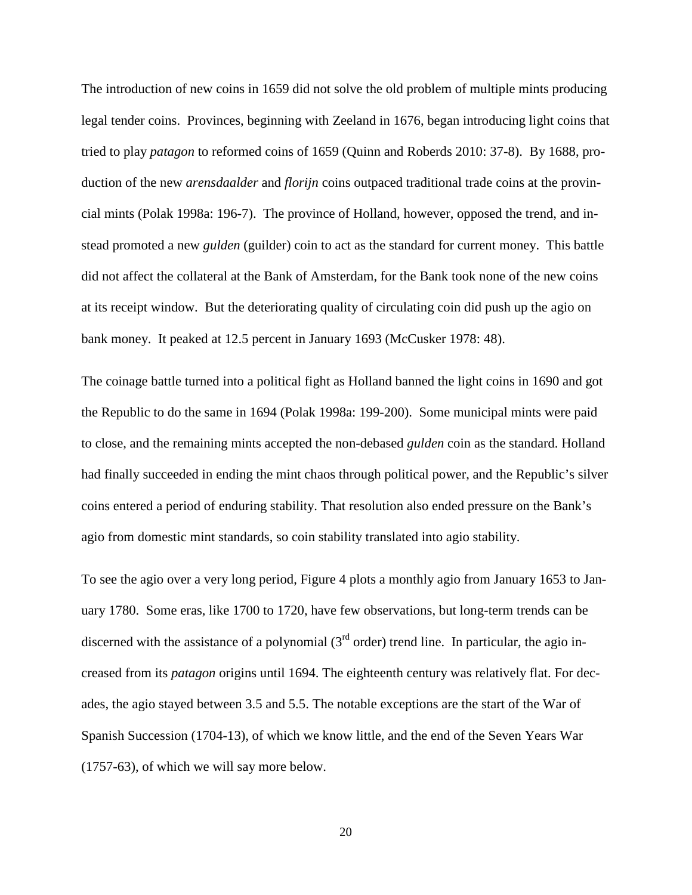The introduction of new coins in 1659 did not solve the old problem of multiple mints producing legal tender coins. Provinces, beginning with Zeeland in 1676, began introducing light coins that tried to play *patagon* to reformed coins of 1659 (Quinn and Roberds 2010: 37-8). By 1688, production of the new *arensdaalder* and *florijn* coins outpaced traditional trade coins at the provincial mints (Polak 1998a: 196-7). The province of Holland, however, opposed the trend, and instead promoted a new *gulden* (guilder) coin to act as the standard for current money. This battle did not affect the collateral at the Bank of Amsterdam, for the Bank took none of the new coins at its receipt window. But the deteriorating quality of circulating coin did push up the agio on bank money. It peaked at 12.5 percent in January 1693 (McCusker 1978: 48).

The coinage battle turned into a political fight as Holland banned the light coins in 1690 and got the Republic to do the same in 1694 (Polak 1998a: 199-200). Some municipal mints were paid to close, and the remaining mints accepted the non-debased *gulden* coin as the standard. Holland had finally succeeded in ending the mint chaos through political power, and the Republic's silver coins entered a period of enduring stability. That resolution also ended pressure on the Bank's agio from domestic mint standards, so coin stability translated into agio stability.

To see the agio over a very long period, Figure 4 plots a monthly agio from January 1653 to January 1780. Some eras, like 1700 to 1720, have few observations, but long-term trends can be discerned with the assistance of a polynomial (3rd order) trend line. In particular, the agio increased from its *patagon* origins until 1694. The eighteenth century was relatively flat. For decades, the agio stayed between 3.5 and 5.5. The notable exceptions are the start of the War of Spanish Succession (1704-13), of which we know little, and the end of the Seven Years War (1757-63), of which we will say more below.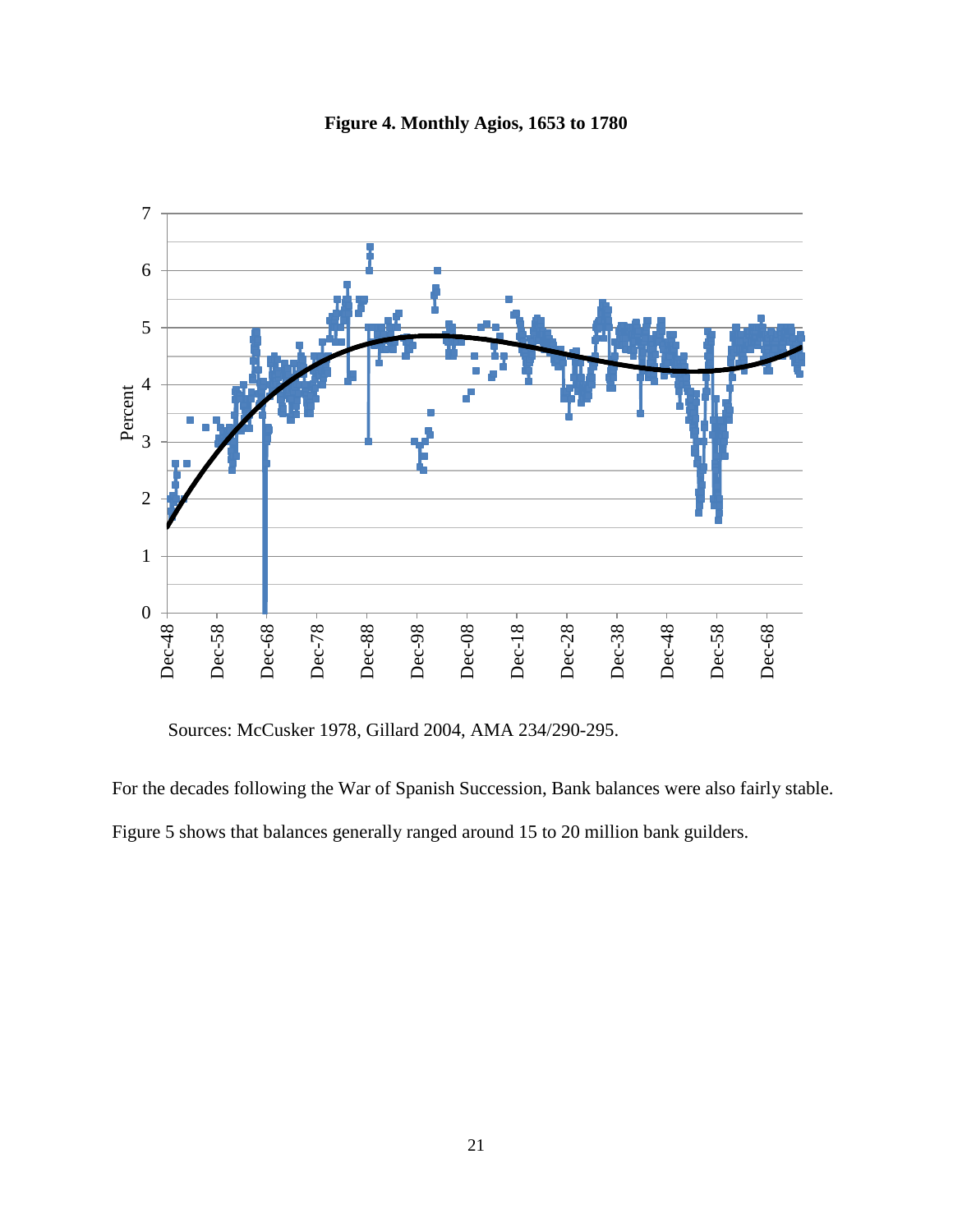**Figure 4. Monthly Agios, 1653 to 1780**

Percent

7
6
5
4
3
2
1
0

Dec-48
Dec-58
Dec-68
Dec-78
Dec-88
Dec-98
Dec-08
Dec-18
Dec-28
Dec-38
Dec-48
Dec-58
Dec-68

Sources: McCusker 1978, Gillard 2004, AMA 234/290-295.

For the decades following the War of Spanish Succession, Bank balances were also fairly stable. Figure 5 shows that balances generally ranged around 15 to 20 million bank guilders.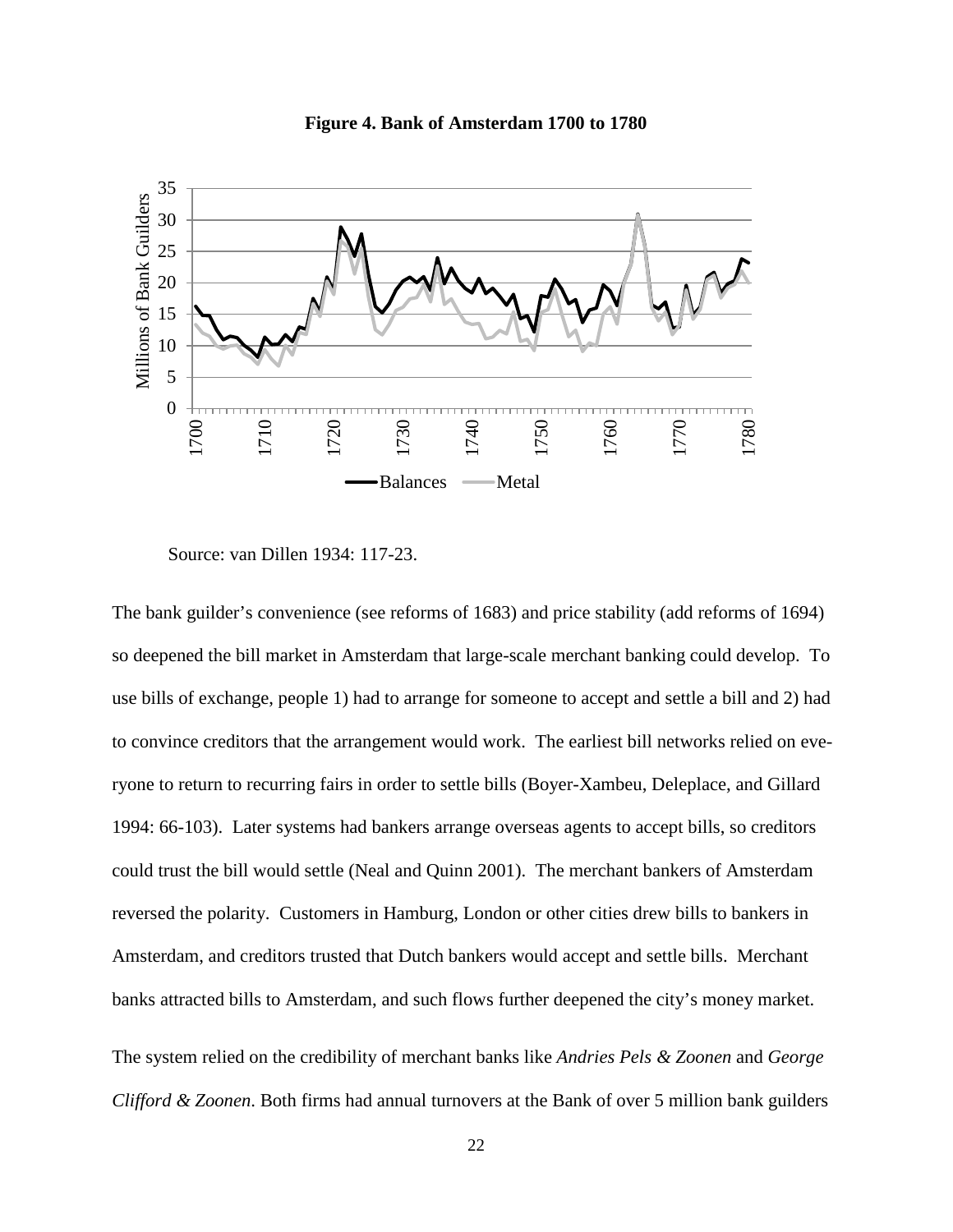**Figure 4. Bank of Amsterdam 1700 to 1780**

Millions of Bank Guilders

35
30
25
20
15
10
5
0

1700 1710 1720 1730 1740 1750 1760 1770 1780

Balances Metal

Source: van Dillen 1934: 117-23.

The bank guilder's convenience (see reforms of 1683) and price stability (add reforms of 1694) so deepened the bill market in Amsterdam that large-scale merchant banking could develop. To use bills of exchange, people 1) had to arrange for someone to accept and settle a bill and 2) had to convince creditors that the arrangement would work. The earliest bill networks relied on everyone to return to recurring fairs in order to settle bills (Boyer-Xambeu, Deleplace, and Gillard 1994: 66-103). Later systems had bankers arrange overseas agents to accept bills, so creditors could trust the bill would settle (Neal and Quinn 2001). The merchant bankers of Amsterdam reversed the polarity. Customers in Hamburg, London or other cities drew bills to bankers in Amsterdam, and creditors trusted that Dutch bankers would accept and settle bills. Merchant banks attracted bills to Amsterdam, and such flows further deepened the city's money market.

The system relied on the credibility of merchant banks like *Andries Pels & Zoonen* and *George Clifford & Zoonen*. Both firms had annual turnovers at the Bank of over 5 million bank guilders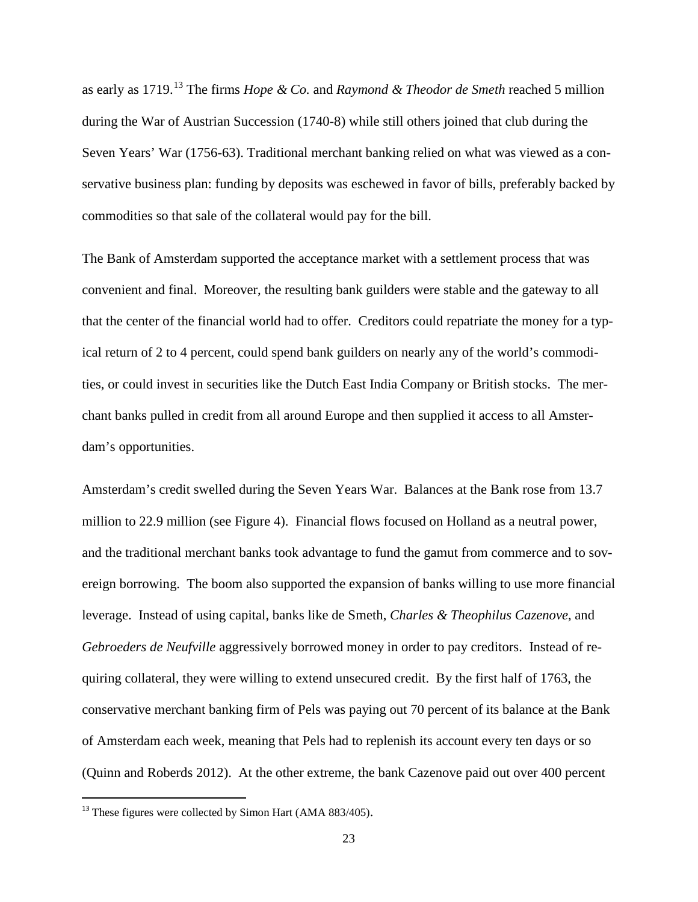as early as 1719.[13] The firms *Hope & Co.* and *Raymond & Theodor de Smeth* reached 5 million during the War of Austrian Succession (1740-8) while still others joined that club during the Seven Years' War (1756-63). Traditional merchant banking relied on what was viewed as a conservative business plan: funding by deposits was eschewed in favor of bills, preferably backed by commodities so that sale of the collateral would pay for the bill.

The Bank of Amsterdam supported the acceptance market with a settlement process that was convenient and final. Moreover, the resulting bank guilders were stable and the gateway to all that the center of the financial world had to offer. Creditors could repatriate the money for a typical return of 2 to 4 percent, could spend bank guilders on nearly any of the world's commodities, or could invest in securities like the Dutch East India Company or British stocks. The merchant banks pulled in credit from all around Europe and then supplied it access to all Amsterdam's opportunities.

Amsterdam's credit swelled during the Seven Years War. Balances at the Bank rose from 13.7 million to 22.9 million (see Figure 4). Financial flows focused on Holland as a neutral power, and the traditional merchant banks took advantage to fund the gamut from commerce and to sovereign borrowing. The boom also supported the expansion of banks willing to use more financial leverage. Instead of using capital, banks like de Smeth, *Charles & Theophilus Cazenove*, and *Gebroeders de Neufville* aggressively borrowed money in order to pay creditors. Instead of requiring collateral, they were willing to extend unsecured credit. By the first half of 1763, the conservative merchant banking firm of Pels was paying out 70 percent of its balance at the Bank of Amsterdam each week, meaning that Pels had to replenish its account every ten days or so (Quinn and Roberds 2012). At the other extreme, the bank Cazenove paid out over 400 percent

[13] These figures were collected by Simon Hart (AMA 883/405).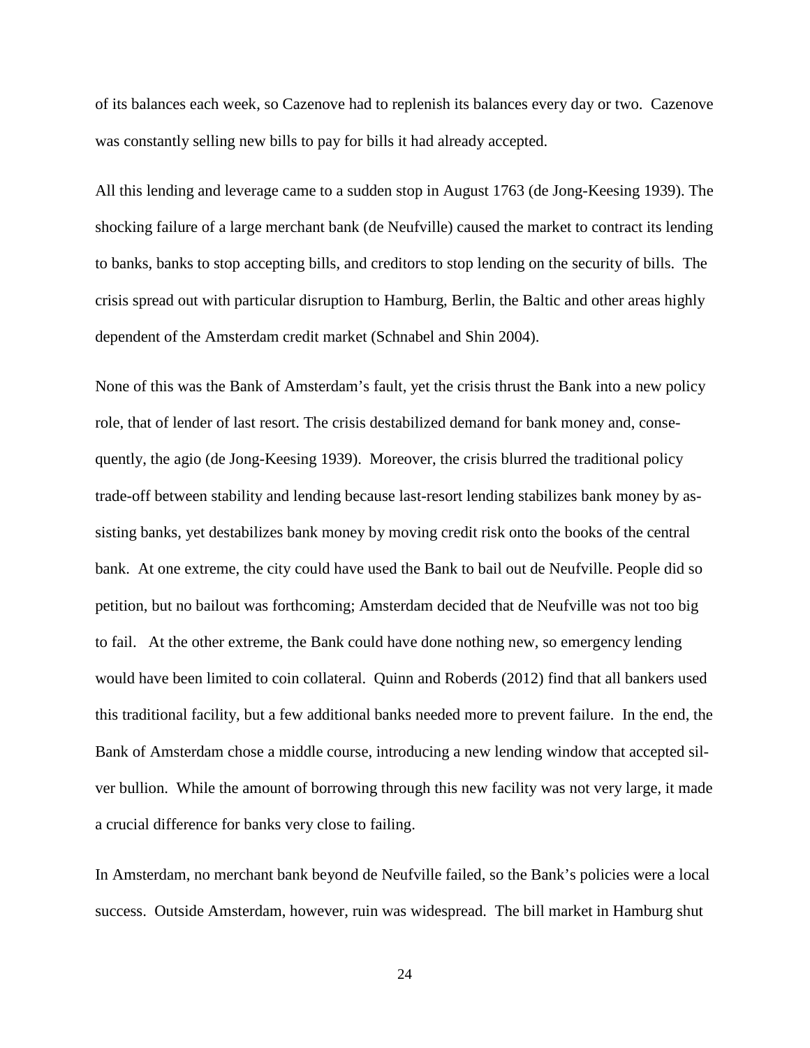of its balances each week, so Cazenove had to replenish its balances every day or two. Cazenove was constantly selling new bills to pay for bills it had already accepted.

All this lending and leverage came to a sudden stop in August 1763 (de Jong-Keesing 1939). The shocking failure of a large merchant bank (de Neufville) caused the market to contract its lending to banks, banks to stop accepting bills, and creditors to stop lending on the security of bills. The crisis spread out with particular disruption to Hamburg, Berlin, the Baltic and other areas highly dependent of the Amsterdam credit market (Schnabel and Shin 2004).

None of this was the Bank of Amsterdam's fault, yet the crisis thrust the Bank into a new policy role, that of lender of last resort. The crisis destabilized demand for bank money and, consequently, the agio (de Jong-Keesing 1939). Moreover, the crisis blurred the traditional policy trade-off between stability and lending because last-resort lending stabilizes bank money by assisting banks, yet destabilizes bank money by moving credit risk onto the books of the central bank. At one extreme, the city could have used the Bank to bail out de Neufville. People did so petition, but no bailout was forthcoming; Amsterdam decided that de Neufville was not too big to fail. At the other extreme, the Bank could have done nothing new, so emergency lending would have been limited to coin collateral. Quinn and Roberds (2012) find that all bankers used this traditional facility, but a few additional banks needed more to prevent failure. In the end, the Bank of Amsterdam chose a middle course, introducing a new lending window that accepted silver bullion. While the amount of borrowing through this new facility was not very large, it made a crucial difference for banks very close to failing.

In Amsterdam, no merchant bank beyond de Neufville failed, so the Bank's policies were a local success. Outside Amsterdam, however, ruin was widespread. The bill market in Hamburg shut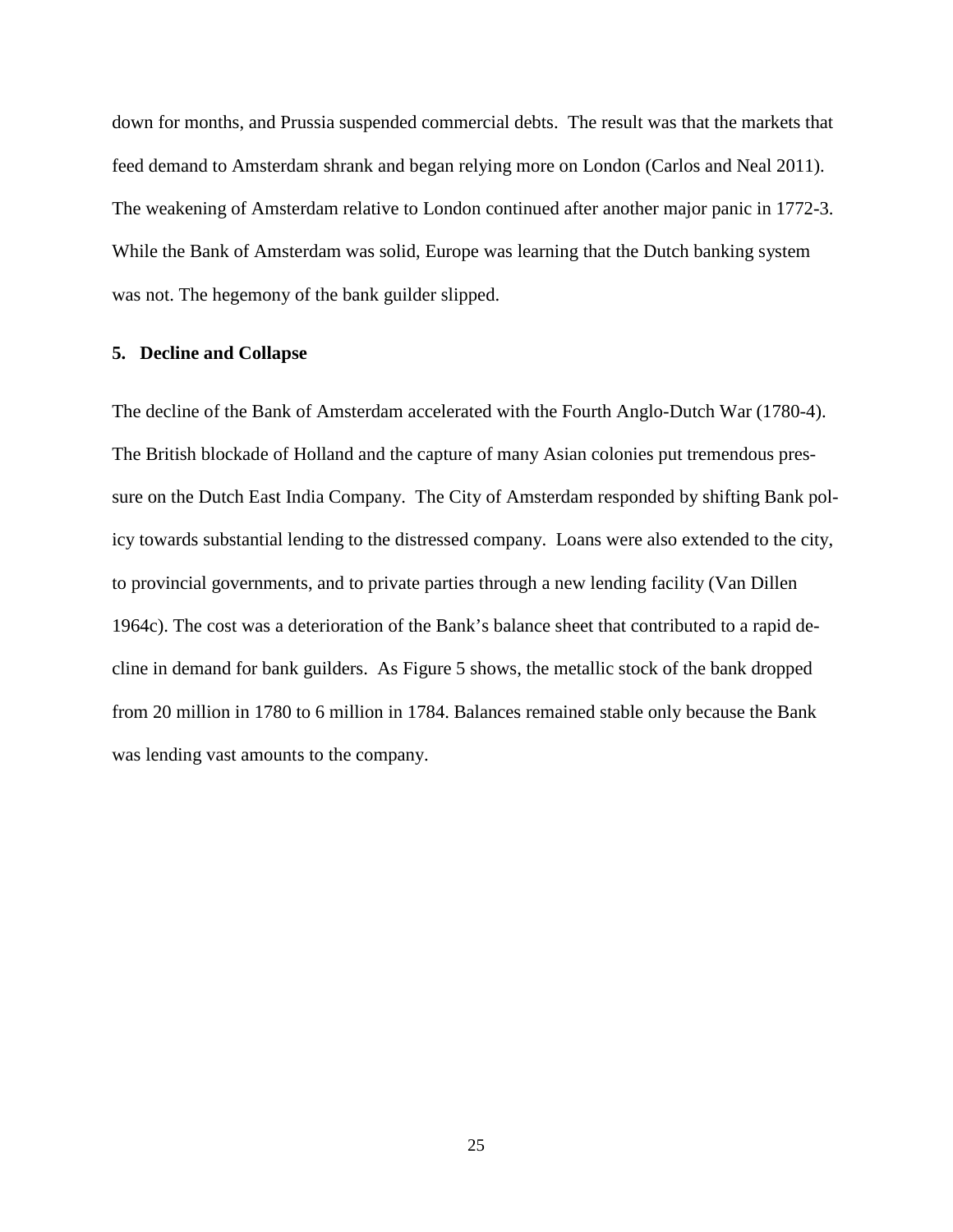down for months, and Prussia suspended commercial debts. The result was that the markets that feed demand to Amsterdam shrank and began relying more on London (Carlos and Neal 2011). The weakening of Amsterdam relative to London continued after another major panic in 1772-3. While the Bank of Amsterdam was solid, Europe was learning that the Dutch banking system was not. The hegemony of the bank guilder slipped.

## 5. Decline and Collapse

The decline of the Bank of Amsterdam accelerated with the Fourth Anglo-Dutch War (1780-4). The British blockade of Holland and the capture of many Asian colonies put tremendous pressure on the Dutch East India Company. The City of Amsterdam responded by shifting Bank policy towards substantial lending to the distressed company. Loans were also extended to the city, to provincial governments, and to private parties through a new lending facility (Van Dillen 1964c). The cost was a deterioration of the Bank's balance sheet that contributed to a rapid decline in demand for bank guilders. As Figure 5 shows, the metallic stock of the bank dropped from 20 million in 1780 to 6 million in 1784. Balances remained stable only because the Bank was lending vast amounts to the company.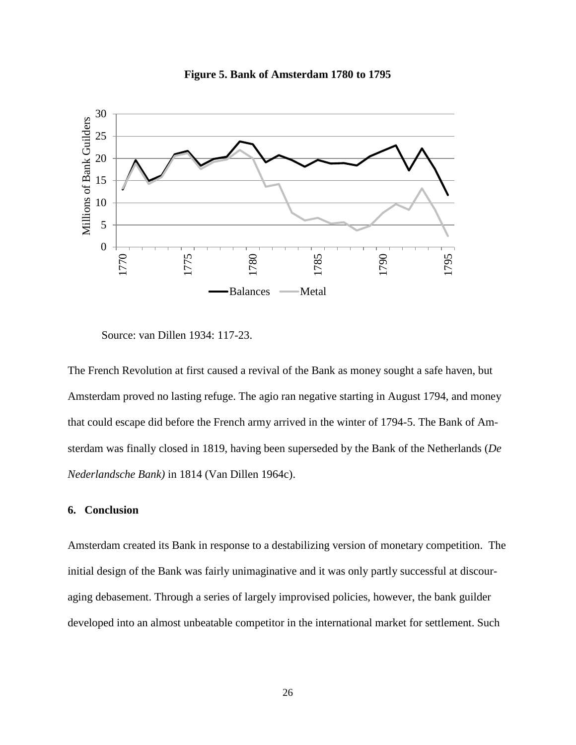**Figure 5. Bank of Amsterdam 1780 to 1795**

Millions of Bank Guilders

30
25
20
15
10
5
0

1770
1775
1780
1785
1790
1795

Balances
Metal

Source: van Dillen 1934: 117-23.

The French Revolution at first caused a revival of the Bank as money sought a safe haven, but Amsterdam proved no lasting refuge. The agio ran negative starting in August 1794, and money that could escape did before the French army arrived in the winter of 1794-5. The Bank of Amsterdam was finally closed in 1819, having been superseded by the Bank of the Netherlands (*De Nederlandsche Bank)* in 1814 (Van Dillen 1964c).

## 6. Conclusion

Amsterdam created its Bank in response to a destabilizing version of monetary competition. The initial design of the Bank was fairly unimaginative and it was only partly successful at discouraging debasement. Through a series of largely improvised policies, however, the bank guilder developed into an almost unbeatable competitor in the international market for settlement. Such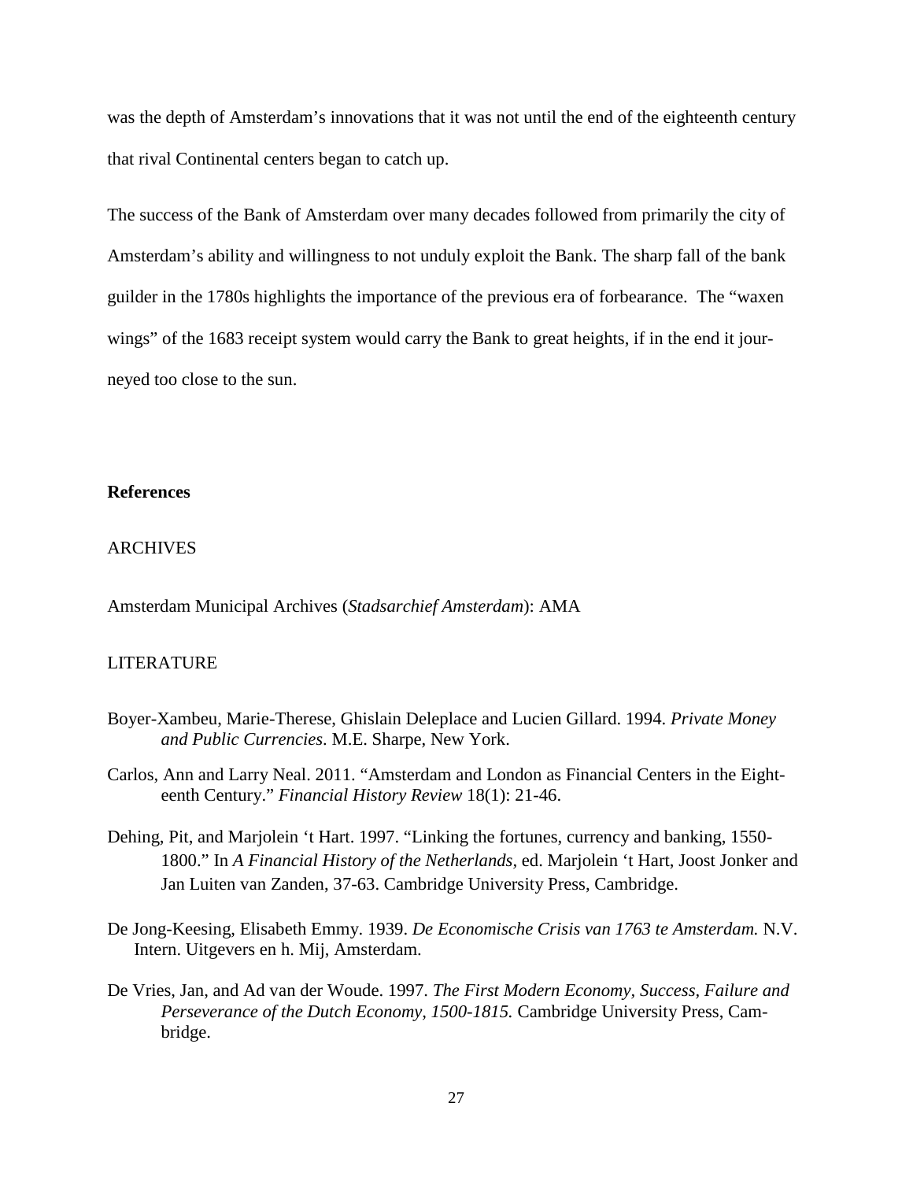was the depth of Amsterdam's innovations that it was not until the end of the eighteenth century that rival Continental centers began to catch up.

The success of the Bank of Amsterdam over many decades followed from primarily the city of Amsterdam's ability and willingness to not unduly exploit the Bank. The sharp fall of the bank guilder in the 1780s highlights the importance of the previous era of forbearance. The "waxen wings" of the 1683 receipt system would carry the Bank to great heights, if in the end it journeyed too close to the sun.

## References

ARCHIVES

Amsterdam Municipal Archives (*Stadsarchief Amsterdam*): AMA

LITERATURE

Boyer-Xambeu, Marie-Therese, Ghislain Deleplace and Lucien Gillard. 1994. *Private Money and Public Currencies*. M.E. Sharpe, New York.

Carlos, Ann and Larry Neal. 2011. "Amsterdam and London as Financial Centers in the Eighteenth Century." *Financial History Review* 18(1): 21-46.

Dehing, Pit, and Marjolein 't Hart. 1997. "Linking the fortunes, currency and banking, 1550-1800." In *A Financial History of the Netherlands*, ed. Marjolein 't Hart, Joost Jonker and Jan Luiten van Zanden, 37-63. Cambridge University Press, Cambridge.

De Jong-Keesing, Elisabeth Emmy. 1939. *De Economische Crisis van 1763 te Amsterdam.* N.V. Intern. Uitgevers en h. Mij, Amsterdam.

De Vries, Jan, and Ad van der Woude. 1997. *The First Modern Economy, Success, Failure and Perseverance of the Dutch Economy, 1500-1815.* Cambridge University Press, Cambridge.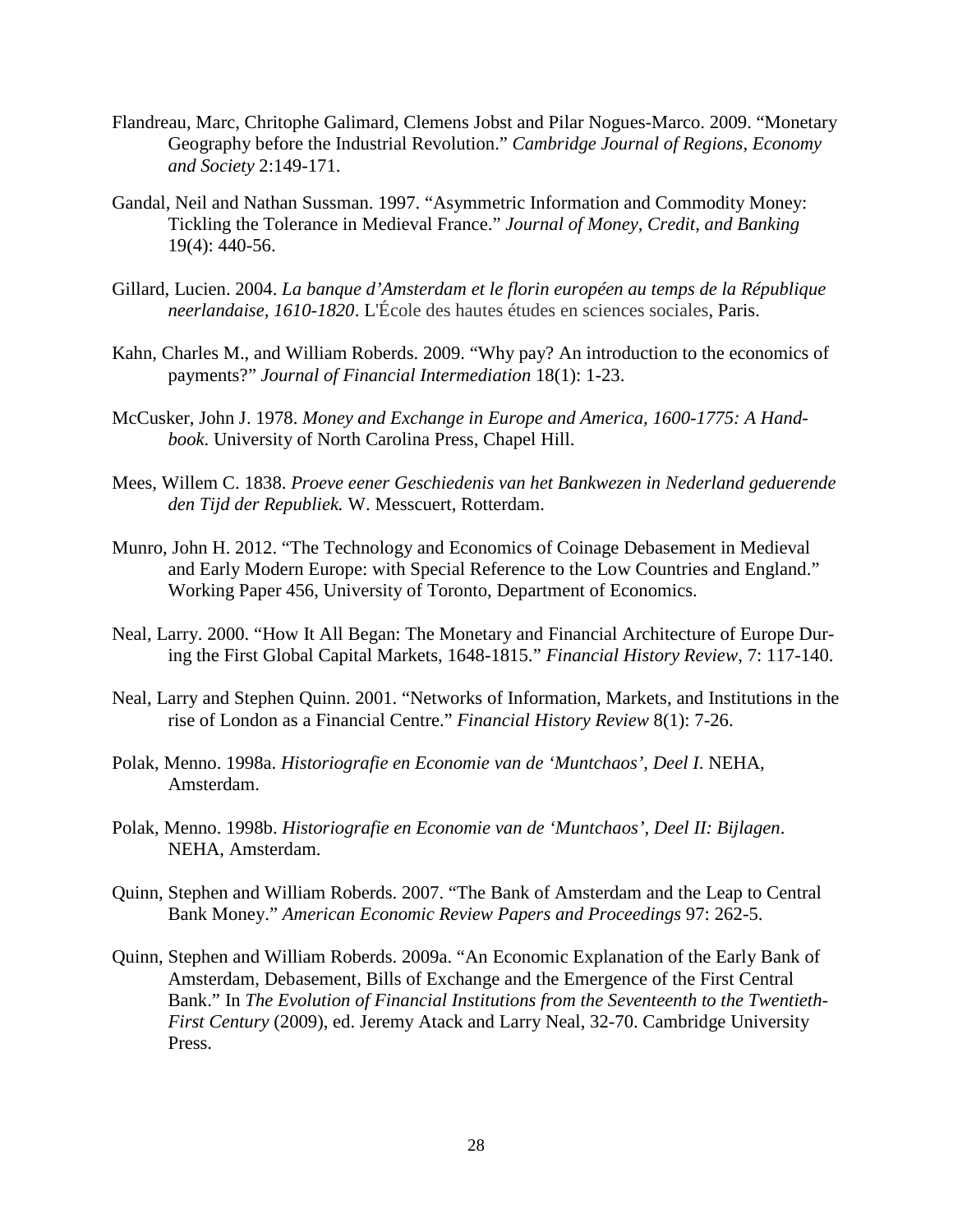Flandreau, Marc, Chritophe Galimard, Clemens Jobst and Pilar Nogues-Marco. 2009. "Monetary Geography before the Industrial Revolution." *Cambridge Journal of Regions, Economy and Society* 2:149-171.

Gandal, Neil and Nathan Sussman. 1997. "Asymmetric Information and Commodity Money: Tickling the Tolerance in Medieval France." *Journal of Money, Credit, and Banking* 19(4): 440-56.

Gillard, Lucien. 2004. *La banque d'Amsterdam et le florin européen au temps de la République neerlandaise, 1610-1820*. L'École des hautes études en sciences sociales, Paris.

Kahn, Charles M., and William Roberds. 2009. "Why pay? An introduction to the economics of payments?" *Journal of Financial Intermediation* 18(1): 1-23.

McCusker, John J. 1978. *Money and Exchange in Europe and America, 1600-1775: A Handbook*. University of North Carolina Press, Chapel Hill.

Mees, Willem C. 1838. *Proeve eener Geschiedenis van het Bankwezen in Nederland geduerende den Tijd der Republiek.* W. Messcuert, Rotterdam.

Munro, John H. 2012. "The Technology and Economics of Coinage Debasement in Medieval and Early Modern Europe: with Special Reference to the Low Countries and England." Working Paper 456, University of Toronto, Department of Economics.

Neal, Larry. 2000. "How It All Began: The Monetary and Financial Architecture of Europe During the First Global Capital Markets, 1648-1815." *Financial History Review*, 7: 117-140.

Neal, Larry and Stephen Quinn. 2001. "Networks of Information, Markets, and Institutions in the rise of London as a Financial Centre." *Financial History Review* 8(1): 7-26.

Polak, Menno. 1998a. *Historiografie en Economie van de 'Muntchaos', Deel I*. NEHA, Amsterdam.

Polak, Menno. 1998b. *Historiografie en Economie van de 'Muntchaos', Deel II: Bijlagen*. NEHA, Amsterdam.

Quinn, Stephen and William Roberds. 2007. "The Bank of Amsterdam and the Leap to Central Bank Money." *American Economic Review Papers and Proceedings* 97: 262-5.

Quinn, Stephen and William Roberds. 2009a. "An Economic Explanation of the Early Bank of Amsterdam, Debasement, Bills of Exchange and the Emergence of the First Central Bank." In *The Evolution of Financial Institutions from the Seventeenth to the Twentieth-First Century* (2009), ed. Jeremy Atack and Larry Neal, 32-70. Cambridge University Press.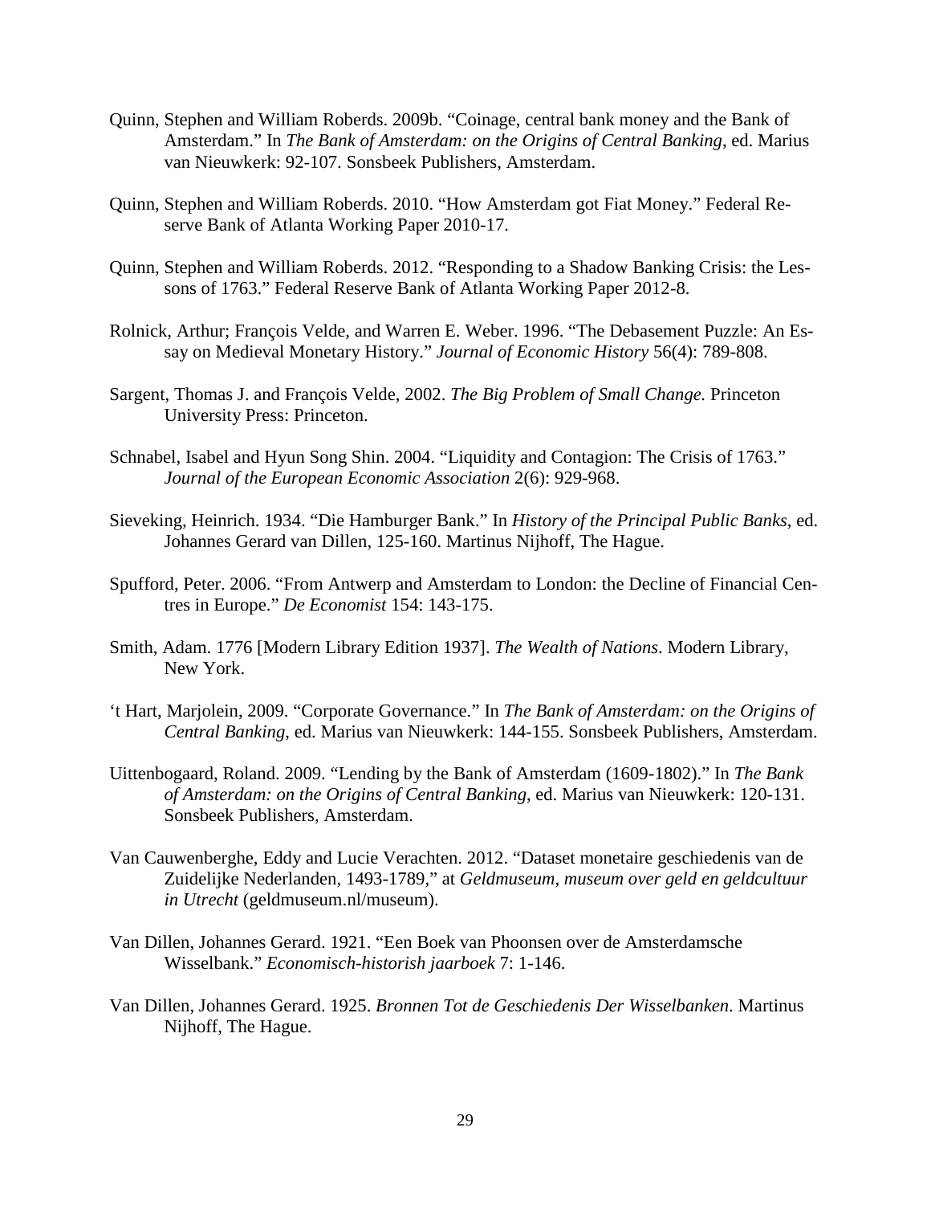Quinn, Stephen and William Roberds. 2009b. "Coinage, central bank money and the Bank of Amsterdam." In *The Bank of Amsterdam: on the Origins of Central Banking*, ed. Marius van Nieuwkerk: 92-107. Sonsbeek Publishers, Amsterdam.

Quinn, Stephen and William Roberds. 2010. "How Amsterdam got Fiat Money." Federal Reserve Bank of Atlanta Working Paper 2010-17.

Quinn, Stephen and William Roberds. 2012. "Responding to a Shadow Banking Crisis: the Lessons of 1763." Federal Reserve Bank of Atlanta Working Paper 2012-8.

Rolnick, Arthur; François Velde, and Warren E. Weber. 1996. "The Debasement Puzzle: An Essay on Medieval Monetary History." *Journal of Economic History* 56(4): 789-808.

Sargent, Thomas J. and François Velde, 2002. *The Big Problem of Small Change.* Princeton University Press: Princeton.

Schnabel, Isabel and Hyun Song Shin. 2004. "Liquidity and Contagion: The Crisis of 1763." *Journal of the European Economic Association* 2(6): 929-968.

Sieveking, Heinrich. 1934. "Die Hamburger Bank." In *History of the Principal Public Banks*, ed. Johannes Gerard van Dillen, 125-160. Martinus Nijhoff, The Hague.

Spufford, Peter. 2006. "From Antwerp and Amsterdam to London: the Decline of Financial Centres in Europe." *De Economist* 154: 143-175.

Smith, Adam. 1776 [Modern Library Edition 1937]. *The Wealth of Nations*. Modern Library, New York.

't Hart, Marjolein, 2009. "Corporate Governance." In *The Bank of Amsterdam: on the Origins of Central Banking*, ed. Marius van Nieuwkerk: 144-155. Sonsbeek Publishers, Amsterdam.

Uittenbogaard, Roland. 2009. "Lending by the Bank of Amsterdam (1609-1802)." In *The Bank of Amsterdam: on the Origins of Central Banking*, ed. Marius van Nieuwkerk: 120-131. Sonsbeek Publishers, Amsterdam.

Van Cauwenberghe, Eddy and Lucie Verachten. 2012. "Dataset monetaire geschiedenis van de Zuidelijke Nederlanden, 1493-1789," at *Geldmuseum, museum over geld en geldcultuur in Utrecht* (geldmuseum.nl/museum).

Van Dillen, Johannes Gerard. 1921. "Een Boek van Phoonsen over de Amsterdamsche Wisselbank." *Economisch-historish jaarboek* 7: 1-146.

Van Dillen, Johannes Gerard. 1925. *Bronnen Tot de Geschiedenis Der Wisselbanken*. Martinus Nijhoff, The Hague.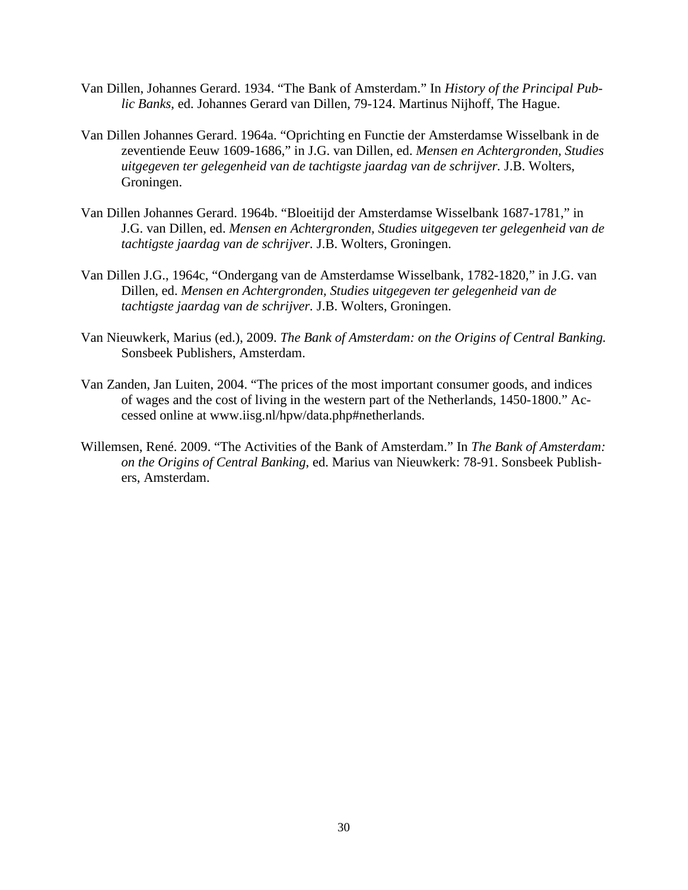Van Dillen, Johannes Gerard. 1934. "The Bank of Amsterdam." In *History of the Principal Public Banks*, ed. Johannes Gerard van Dillen, 79-124. Martinus Nijhoff, The Hague.

Van Dillen Johannes Gerard. 1964a. "Oprichting en Functie der Amsterdamse Wisselbank in de zeventiende Eeuw 1609-1686," in J.G. van Dillen, ed. *Mensen en Achtergronden, Studies uitgegeven ter gelegenheid van de tachtigste jaardag van de schrijver.* J.B. Wolters, Groningen.

Van Dillen Johannes Gerard. 1964b. "Bloeitijd der Amsterdamse Wisselbank 1687-1781," in J.G. van Dillen, ed. *Mensen en Achtergronden, Studies uitgegeven ter gelegenheid van de tachtigste jaardag van de schrijver.* J.B. Wolters, Groningen.

Van Dillen J.G., 1964c, "Ondergang van de Amsterdamse Wisselbank, 1782-1820," in J.G. van Dillen, ed. *Mensen en Achtergronden, Studies uitgegeven ter gelegenheid van de tachtigste jaardag van de schrijver.* J.B. Wolters, Groningen.

Van Nieuwkerk, Marius (ed.), 2009. *The Bank of Amsterdam: on the Origins of Central Banking.* Sonsbeek Publishers, Amsterdam.

Van Zanden, Jan Luiten, 2004. "The prices of the most important consumer goods, and indices of wages and the cost of living in the western part of the Netherlands, 1450-1800." Accessed online at www.iisg.nl/hpw/data.php#netherlands.

Willemsen, René. 2009. "The Activities of the Bank of Amsterdam." In *The Bank of Amsterdam: on the Origins of Central Banking*, ed. Marius van Nieuwkerk: 78-91. Sonsbeek Publishers, Amsterdam.